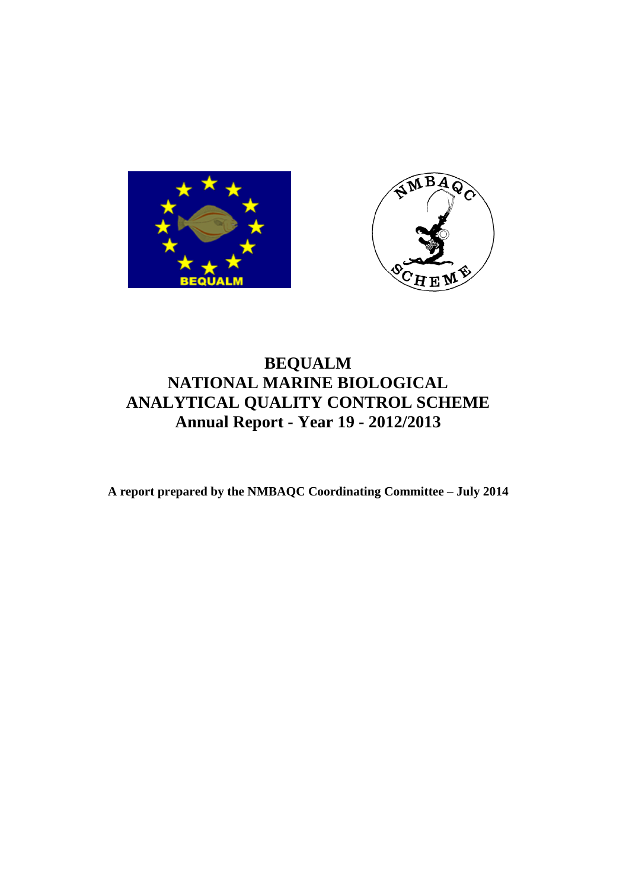# BEQUALM
# NATIONAL MARINE BIOLOGICAL ANALYTICAL QUALITY CONTROL SCHEME
# Annual Report - Year 19 - 2012/2013

**A report prepared by the NMBAQC Coordinating Committee – July 2014**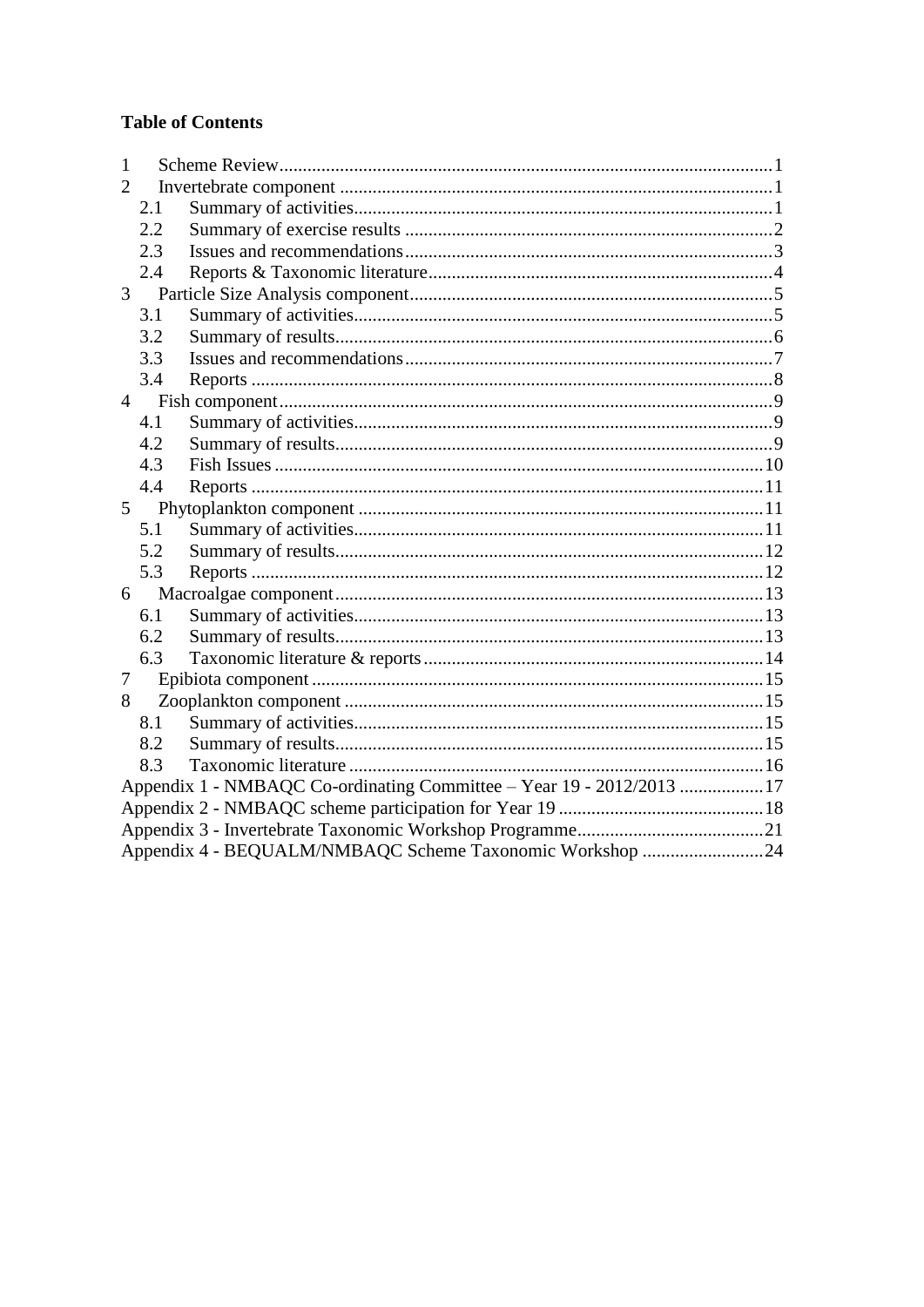**Table of Contents**

1 Scheme Review ........................................................................................................ 1
2 Invertebrate component ............................................................................................ 1
  2.1 Summary of activities ........................................................................................ 1
  2.2 Summary of exercise results .............................................................................. 2
  2.3 Issues and recommendations .............................................................................. 3
  2.4 Reports & Taxonomic literature ......................................................................... 4
3 Particle Size Analysis component ............................................................................. 5
  3.1 Summary of activities ........................................................................................ 5
  3.2 Summary of results ............................................................................................. 6
  3.3 Issues and recommendations .............................................................................. 7
  3.4 Reports ............................................................................................................... 8
4 Fish component ......................................................................................................... 9
  4.1 Summary of activities ........................................................................................ 9
  4.2 Summary of results ............................................................................................. 9
  4.3 Fish Issues ........................................................................................................ 10
  4.4 Reports ............................................................................................................. 11
5 Phytoplankton component ....................................................................................... 11
  5.1 Summary of activities ...................................................................................... 11
  5.2 Summary of results ........................................................................................... 12
  5.3 Reports ............................................................................................................. 12
6 Macroalgae component ........................................................................................... 13
  6.1 Summary of activities ...................................................................................... 13
  6.2 Summary of results ........................................................................................... 13
  6.3 Taxonomic literature & reports ......................................................................... 14
7 Epibiota component ................................................................................................ 15
8 Zooplankton component .......................................................................................... 15
  8.1 Summary of activities ...................................................................................... 15
  8.2 Summary of results ........................................................................................... 15
  8.3 Taxonomic literature ........................................................................................ 16
Appendix 1 - NMBAQC Co-ordinating Committee – Year 19 - 2012/2013 .................. 17
Appendix 2 - NMBAQC scheme participation for Year 19 ............................................ 18
Appendix 3 - Invertebrate Taxonomic Workshop Programme ........................................ 21
Appendix 4 - BEQUALM/NMBAQC Scheme Taxonomic Workshop .......................... 24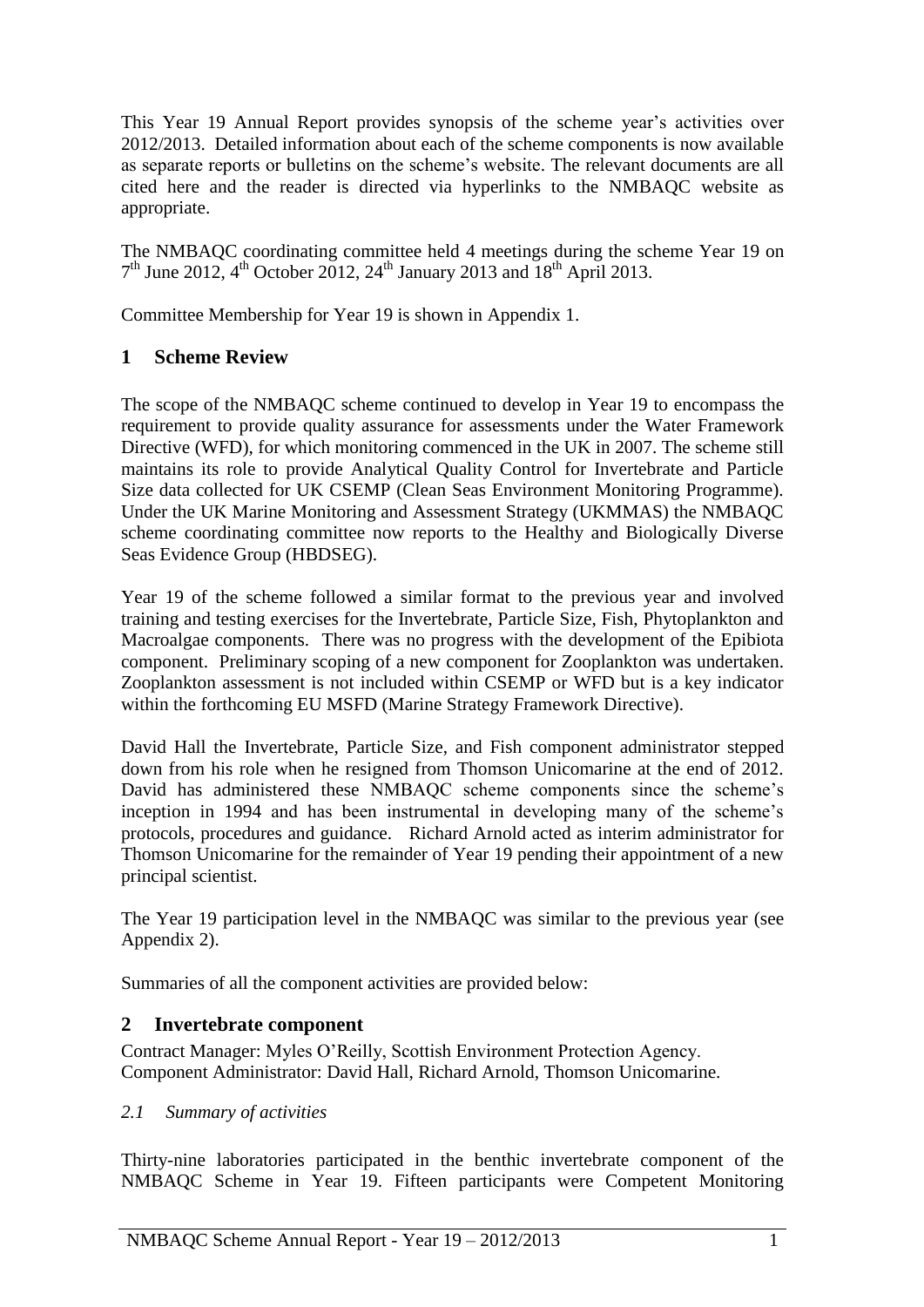This Year 19 Annual Report provides synopsis of the scheme year's activities over 2012/2013. Detailed information about each of the scheme components is now available as separate reports or bulletins on the scheme's website. The relevant documents are all cited here and the reader is directed via hyperlinks to the NMBAQC website as appropriate.

The NMBAQC coordinating committee held 4 meetings during the scheme Year 19 on 7th June 2012, 4th October 2012, 24th January 2013 and 18th April 2013.

Committee Membership for Year 19 is shown in Appendix 1.

## 1 Scheme Review

The scope of the NMBAQC scheme continued to develop in Year 19 to encompass the requirement to provide quality assurance for assessments under the Water Framework Directive (WFD), for which monitoring commenced in the UK in 2007. The scheme still maintains its role to provide Analytical Quality Control for Invertebrate and Particle Size data collected for UK CSEMP (Clean Seas Environment Monitoring Programme). Under the UK Marine Monitoring and Assessment Strategy (UKMMAS) the NMBAQC scheme coordinating committee now reports to the Healthy and Biologically Diverse Seas Evidence Group (HBDSEG).

Year 19 of the scheme followed a similar format to the previous year and involved training and testing exercises for the Invertebrate, Particle Size, Fish, Phytoplankton and Macroalgae components. There was no progress with the development of the Epibiota component. Preliminary scoping of a new component for Zooplankton was undertaken. Zooplankton assessment is not included within CSEMP or WFD but is a key indicator within the forthcoming EU MSFD (Marine Strategy Framework Directive).

David Hall the Invertebrate, Particle Size, and Fish component administrator stepped down from his role when he resigned from Thomson Unicomarine at the end of 2012. David has administered these NMBAQC scheme components since the scheme's inception in 1994 and has been instrumental in developing many of the scheme's protocols, procedures and guidance. Richard Arnold acted as interim administrator for Thomson Unicomarine for the remainder of Year 19 pending their appointment of a new principal scientist.

The Year 19 participation level in the NMBAQC was similar to the previous year (see Appendix 2).

Summaries of all the component activities are provided below:

## 2 Invertebrate component

Contract Manager: Myles O'Reilly, Scottish Environment Protection Agency.
Component Administrator: David Hall, Richard Arnold, Thomson Unicomarine.

### *2.1 Summary of activities*

Thirty-nine laboratories participated in the benthic invertebrate component of the NMBAQC Scheme in Year 19. Fifteen participants were Competent Monitoring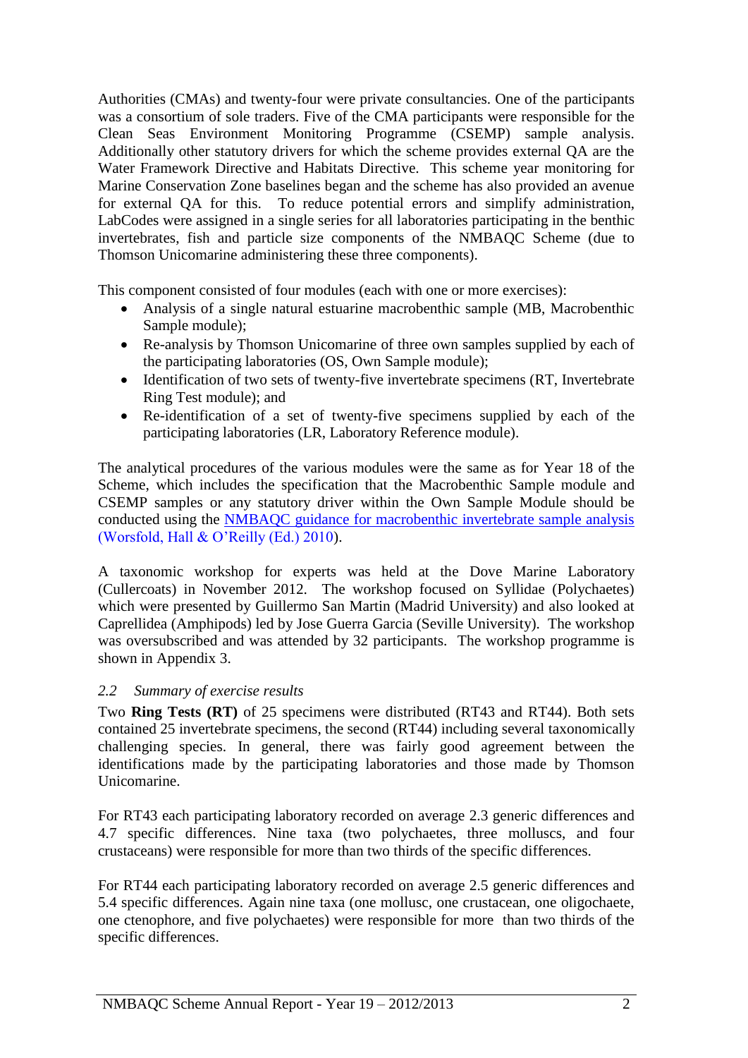Authorities (CMAs) and twenty-four were private consultancies. One of the participants was a consortium of sole traders. Five of the CMA participants were responsible for the Clean Seas Environment Monitoring Programme (CSEMP) sample analysis. Additionally other statutory drivers for which the scheme provides external QA are the Water Framework Directive and Habitats Directive. This scheme year monitoring for Marine Conservation Zone baselines began and the scheme has also provided an avenue for external QA for this. To reduce potential errors and simplify administration, LabCodes were assigned in a single series for all laboratories participating in the benthic invertebrates, fish and particle size components of the NMBAQC Scheme (due to Thomson Unicomarine administering these three components).

This component consisted of four modules (each with one or more exercises):

- Analysis of a single natural estuarine macrobenthic sample (MB, Macrobenthic Sample module);
- Re-analysis by Thomson Unicomarine of three own samples supplied by each of the participating laboratories (OS, Own Sample module);
- Identification of two sets of twenty-five invertebrate specimens (RT, Invertebrate Ring Test module); and
- Re-identification of a set of twenty-five specimens supplied by each of the participating laboratories (LR, Laboratory Reference module).

The analytical procedures of the various modules were the same as for Year 18 of the Scheme, which includes the specification that the Macrobenthic Sample module and CSEMP samples or any statutory driver within the Own Sample Module should be conducted using the NMBAQC guidance for macrobenthic invertebrate sample analysis (Worsfold, Hall & O'Reilly (Ed.) 2010).

A taxonomic workshop for experts was held at the Dove Marine Laboratory (Cullercoats) in November 2012. The workshop focused on Syllidae (Polychaetes) which were presented by Guillermo San Martin (Madrid University) and also looked at Caprellidea (Amphipods) led by Jose Guerra Garcia (Seville University). The workshop was oversubscribed and was attended by 32 participants. The workshop programme is shown in Appendix 3.

### *2.2 Summary of exercise results*

Two **Ring Tests (RT)** of 25 specimens were distributed (RT43 and RT44). Both sets contained 25 invertebrate specimens, the second (RT44) including several taxonomically challenging species. In general, there was fairly good agreement between the identifications made by the participating laboratories and those made by Thomson Unicomarine.

For RT43 each participating laboratory recorded on average 2.3 generic differences and 4.7 specific differences. Nine taxa (two polychaetes, three molluscs, and four crustaceans) were responsible for more than two thirds of the specific differences.

For RT44 each participating laboratory recorded on average 2.5 generic differences and 5.4 specific differences. Again nine taxa (one mollusc, one crustacean, one oligochaete, one ctenophore, and five polychaetes) were responsible for more than two thirds of the specific differences.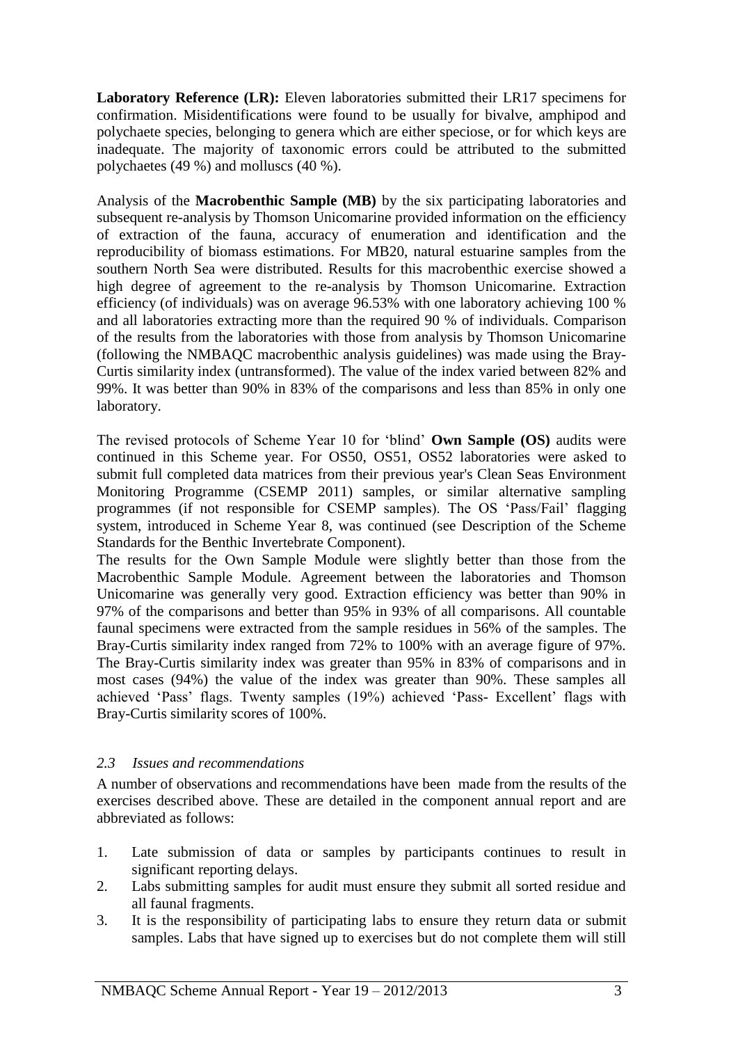**Laboratory Reference (LR):** Eleven laboratories submitted their LR17 specimens for confirmation. Misidentifications were found to be usually for bivalve, amphipod and polychaete species, belonging to genera which are either speciose, or for which keys are inadequate. The majority of taxonomic errors could be attributed to the submitted polychaetes (49 %) and molluscs (40 %).

Analysis of the **Macrobenthic Sample (MB)** by the six participating laboratories and subsequent re-analysis by Thomson Unicomarine provided information on the efficiency of extraction of the fauna, accuracy of enumeration and identification and the reproducibility of biomass estimations. For MB20, natural estuarine samples from the southern North Sea were distributed. Results for this macrobenthic exercise showed a high degree of agreement to the re-analysis by Thomson Unicomarine. Extraction efficiency (of individuals) was on average 96.53% with one laboratory achieving 100 % and all laboratories extracting more than the required 90 % of individuals. Comparison of the results from the laboratories with those from analysis by Thomson Unicomarine (following the NMBAQC macrobenthic analysis guidelines) was made using the Bray-Curtis similarity index (untransformed). The value of the index varied between 82% and 99%. It was better than 90% in 83% of the comparisons and less than 85% in only one laboratory.

The revised protocols of Scheme Year 10 for 'blind' **Own Sample (OS)** audits were continued in this Scheme year. For OS50, OS51, OS52 laboratories were asked to submit full completed data matrices from their previous year's Clean Seas Environment Monitoring Programme (CSEMP 2011) samples, or similar alternative sampling programmes (if not responsible for CSEMP samples). The OS 'Pass/Fail' flagging system, introduced in Scheme Year 8, was continued (see Description of the Scheme Standards for the Benthic Invertebrate Component).

The results for the Own Sample Module were slightly better than those from the Macrobenthic Sample Module. Agreement between the laboratories and Thomson Unicomarine was generally very good. Extraction efficiency was better than 90% in 97% of the comparisons and better than 95% in 93% of all comparisons. All countable faunal specimens were extracted from the sample residues in 56% of the samples. The Bray-Curtis similarity index ranged from 72% to 100% with an average figure of 97%. The Bray-Curtis similarity index was greater than 95% in 83% of comparisons and in most cases (94%) the value of the index was greater than 90%. These samples all achieved 'Pass' flags. Twenty samples (19%) achieved 'Pass- Excellent' flags with Bray-Curtis similarity scores of 100%.

### *2.3 Issues and recommendations*

A number of observations and recommendations have been made from the results of the exercises described above. These are detailed in the component annual report and are abbreviated as follows:

1. Late submission of data or samples by participants continues to result in significant reporting delays.
2. Labs submitting samples for audit must ensure they submit all sorted residue and all faunal fragments.
3. It is the responsibility of participating labs to ensure they return data or submit samples. Labs that have signed up to exercises but do not complete them will still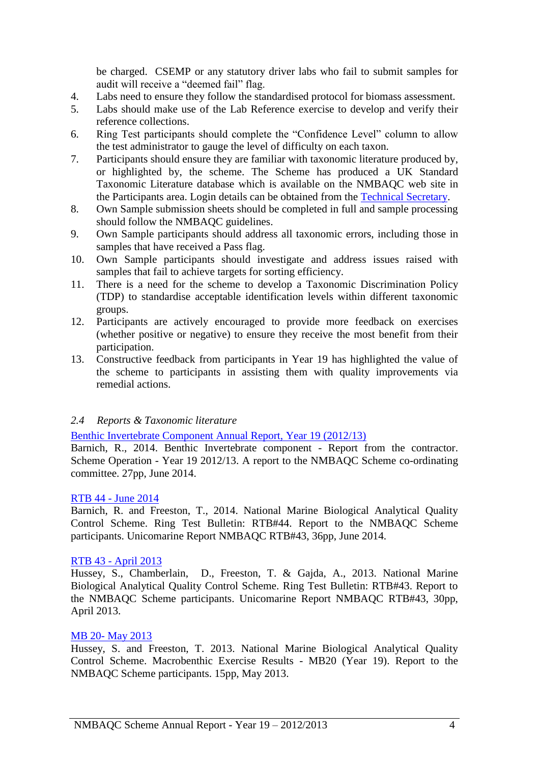be charged. CSEMP or any statutory driver labs who fail to submit samples for audit will receive a “deemed fail” flag.

4. Labs need to ensure they follow the standardised protocol for biomass assessment.
5. Labs should make use of the Lab Reference exercise to develop and verify their reference collections.
6. Ring Test participants should complete the “Confidence Level” column to allow the test administrator to gauge the level of difficulty on each taxon.
7. Participants should ensure they are familiar with taxonomic literature produced by, or highlighted by, the scheme. The Scheme has produced a UK Standard Taxonomic Literature database which is available on the NMBAQC web site in the Participants area. Login details can be obtained from the Technical Secretary.
8. Own Sample submission sheets should be completed in full and sample processing should follow the NMBAQC guidelines.
9. Own Sample participants should address all taxonomic errors, including those in samples that have received a Pass flag.
10. Own Sample participants should investigate and address issues raised with samples that fail to achieve targets for sorting efficiency.
11. There is a need for the scheme to develop a Taxonomic Discrimination Policy (TDP) to standardise acceptable identification levels within different taxonomic groups.
12. Participants are actively encouraged to provide more feedback on exercises (whether positive or negative) to ensure they receive the most benefit from their participation.
13. Constructive feedback from participants in Year 19 has highlighted the value of the scheme to participants in assisting them with quality improvements via remedial actions.

### *2.4 Reports & Taxonomic literature*

Benthic Invertebrate Component Annual Report, Year 19 (2012/13)
Barnich, R., 2014. Benthic Invertebrate component - Report from the contractor. Scheme Operation - Year 19 2012/13. A report to the NMBAQC Scheme co-ordinating committee. 27pp, June 2014.

RTB 44 - June 2014
Barnich, R. and Freeston, T., 2014. National Marine Biological Analytical Quality Control Scheme. Ring Test Bulletin: RTB#44. Report to the NMBAQC Scheme participants. Unicomarine Report NMBAQC RTB#43, 36pp, June 2014.

RTB 43 - April 2013
Hussey, S., Chamberlain, D., Freeston, T. & Gajda, A., 2013. National Marine Biological Analytical Quality Control Scheme. Ring Test Bulletin: RTB#43. Report to the NMBAQC Scheme participants. Unicomarine Report NMBAQC RTB#43, 30pp, April 2013.

MB 20- May 2013
Hussey, S. and Freeston, T. 2013. National Marine Biological Analytical Quality Control Scheme. Macrobenthic Exercise Results - MB20 (Year 19). Report to the NMBAQC Scheme participants. 15pp, May 2013.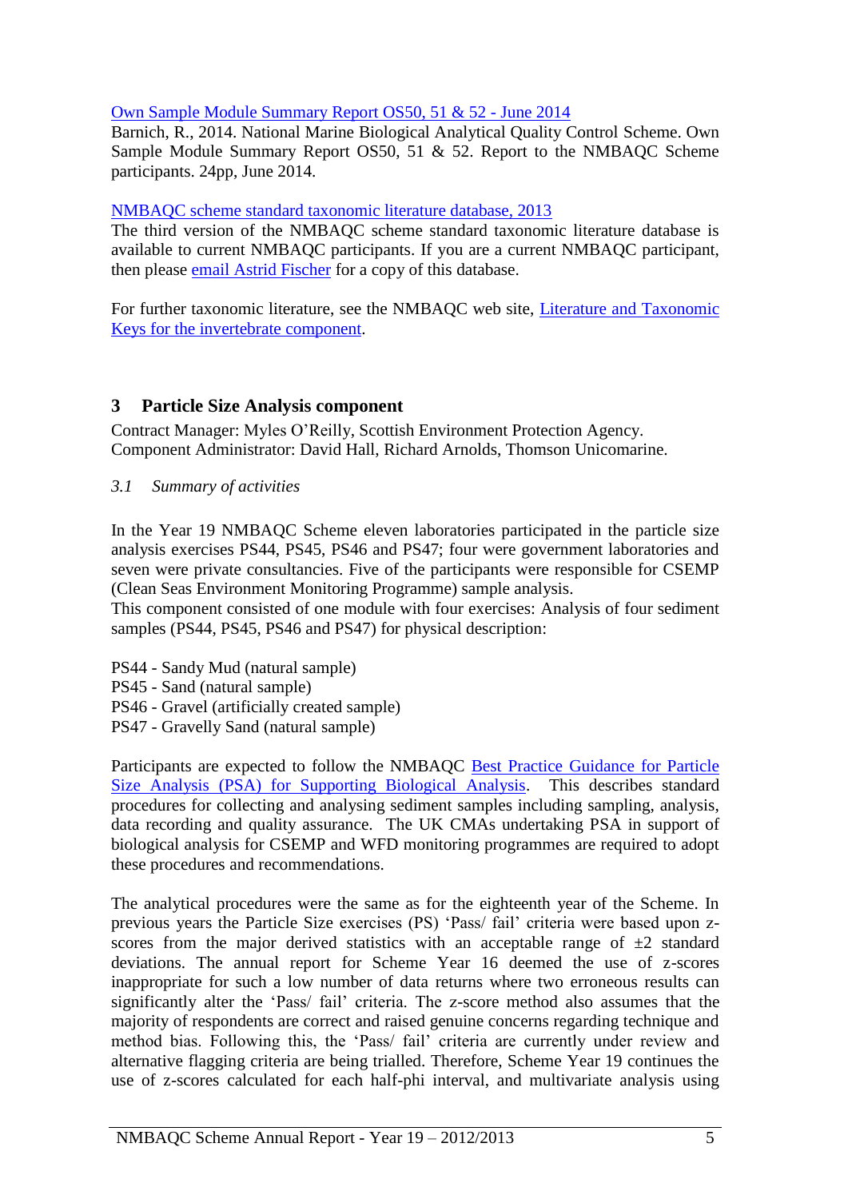[Own Sample Module Summary Report OS50, 51 & 52 - June 2014](#)
Barnich, R., 2014. National Marine Biological Analytical Quality Control Scheme. Own Sample Module Summary Report OS50, 51 & 52. Report to the NMBAQC Scheme participants. 24pp, June 2014.

[NMBAQC scheme standard taxonomic literature database, 2013](#)
The third version of the NMBAQC scheme standard taxonomic literature database is available to current NMBAQC participants. If you are a current NMBAQC participant, then please [email Astrid Fischer](#) for a copy of this database.

For further taxonomic literature, see the NMBAQC web site, [Literature and Taxonomic Keys for the invertebrate component](#).

## 3 Particle Size Analysis component

Contract Manager: Myles O'Reilly, Scottish Environment Protection Agency.
Component Administrator: David Hall, Richard Arnolds, Thomson Unicomarine.

### *3.1 Summary of activities*

In the Year 19 NMBAQC Scheme eleven laboratories participated in the particle size analysis exercises PS44, PS45, PS46 and PS47; four were government laboratories and seven were private consultancies. Five of the participants were responsible for CSEMP (Clean Seas Environment Monitoring Programme) sample analysis.
This component consisted of one module with four exercises: Analysis of four sediment samples (PS44, PS45, PS46 and PS47) for physical description:

PS44 - Sandy Mud (natural sample)
PS45 - Sand (natural sample)
PS46 - Gravel (artificially created sample)
PS47 - Gravelly Sand (natural sample)

Participants are expected to follow the NMBAQC [Best Practice Guidance for Particle Size Analysis (PSA) for Supporting Biological Analysis](#). This describes standard procedures for collecting and analysing sediment samples including sampling, analysis, data recording and quality assurance. The UK CMAs undertaking PSA in support of biological analysis for CSEMP and WFD monitoring programmes are required to adopt these procedures and recommendations.

The analytical procedures were the same as for the eighteenth year of the Scheme. In previous years the Particle Size exercises (PS) 'Pass/ fail' criteria were based upon z-scores from the major derived statistics with an acceptable range of ±2 standard deviations. The annual report for Scheme Year 16 deemed the use of z-scores inappropriate for such a low number of data returns where two erroneous results can significantly alter the 'Pass/ fail' criteria. The z-score method also assumes that the majority of respondents are correct and raised genuine concerns regarding technique and method bias. Following this, the 'Pass/ fail' criteria are currently under review and alternative flagging criteria are being trialled. Therefore, Scheme Year 19 continues the use of z-scores calculated for each half-phi interval, and multivariate analysis using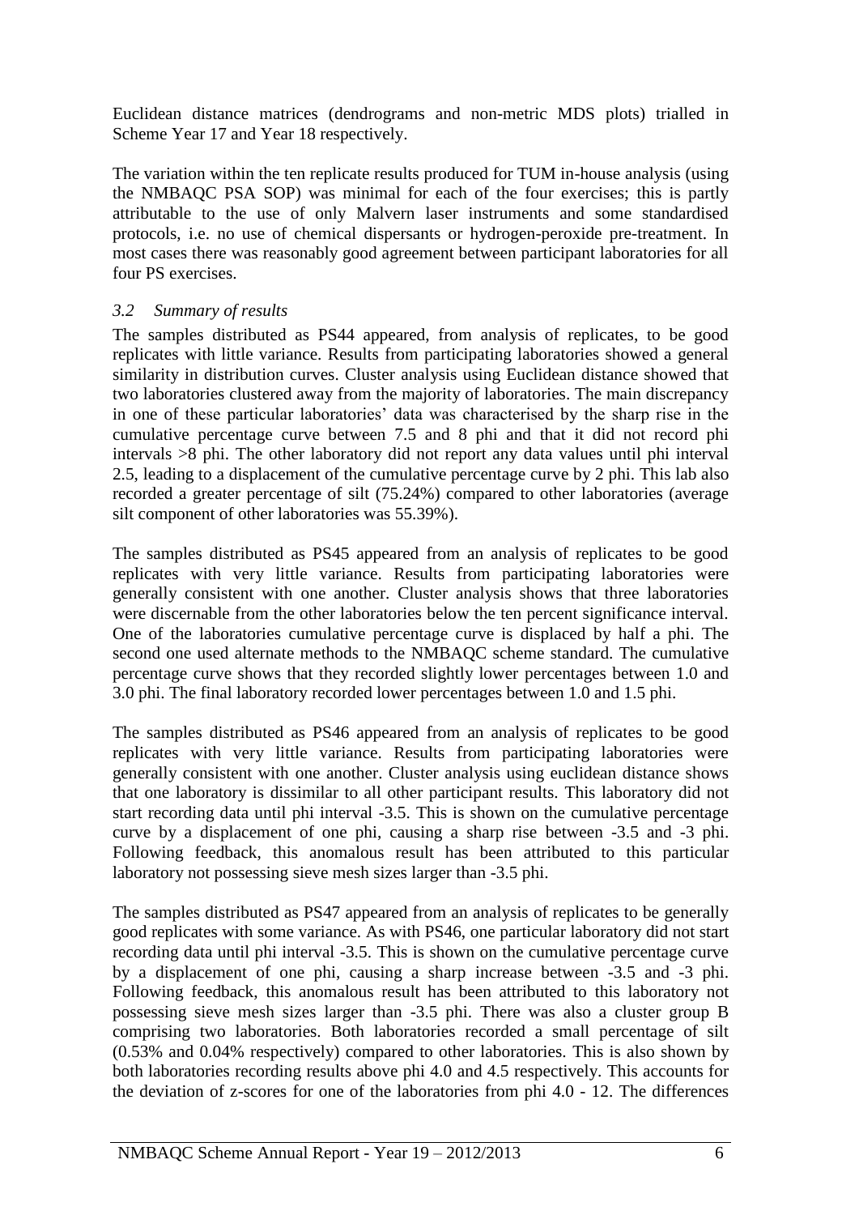Euclidean distance matrices (dendrograms and non-metric MDS plots) trialled in Scheme Year 17 and Year 18 respectively.

The variation within the ten replicate results produced for TUM in-house analysis (using the NMBAQC PSA SOP) was minimal for each of the four exercises; this is partly attributable to the use of only Malvern laser instruments and some standardised protocols, i.e. no use of chemical dispersants or hydrogen-peroxide pre-treatment. In most cases there was reasonably good agreement between participant laboratories for all four PS exercises.

### *3.2 Summary of results*

The samples distributed as PS44 appeared, from analysis of replicates, to be good replicates with little variance. Results from participating laboratories showed a general similarity in distribution curves. Cluster analysis using Euclidean distance showed that two laboratories clustered away from the majority of laboratories. The main discrepancy in one of these particular laboratories' data was characterised by the sharp rise in the cumulative percentage curve between 7.5 and 8 phi and that it did not record phi intervals >8 phi. The other laboratory did not report any data values until phi interval 2.5, leading to a displacement of the cumulative percentage curve by 2 phi. This lab also recorded a greater percentage of silt (75.24%) compared to other laboratories (average silt component of other laboratories was 55.39%).

The samples distributed as PS45 appeared from an analysis of replicates to be good replicates with very little variance. Results from participating laboratories were generally consistent with one another. Cluster analysis shows that three laboratories were discernable from the other laboratories below the ten percent significance interval. One of the laboratories cumulative percentage curve is displaced by half a phi. The second one used alternate methods to the NMBAQC scheme standard. The cumulative percentage curve shows that they recorded slightly lower percentages between 1.0 and 3.0 phi. The final laboratory recorded lower percentages between 1.0 and 1.5 phi.

The samples distributed as PS46 appeared from an analysis of replicates to be good replicates with very little variance. Results from participating laboratories were generally consistent with one another. Cluster analysis using euclidean distance shows that one laboratory is dissimilar to all other participant results. This laboratory did not start recording data until phi interval -3.5. This is shown on the cumulative percentage curve by a displacement of one phi, causing a sharp rise between -3.5 and -3 phi. Following feedback, this anomalous result has been attributed to this particular laboratory not possessing sieve mesh sizes larger than -3.5 phi.

The samples distributed as PS47 appeared from an analysis of replicates to be generally good replicates with some variance. As with PS46, one particular laboratory did not start recording data until phi interval -3.5. This is shown on the cumulative percentage curve by a displacement of one phi, causing a sharp increase between -3.5 and -3 phi. Following feedback, this anomalous result has been attributed to this laboratory not possessing sieve mesh sizes larger than -3.5 phi. There was also a cluster group B comprising two laboratories. Both laboratories recorded a small percentage of silt (0.53% and 0.04% respectively) compared to other laboratories. This is also shown by both laboratories recording results above phi 4.0 and 4.5 respectively. This accounts for the deviation of z-scores for one of the laboratories from phi 4.0 - 12. The differences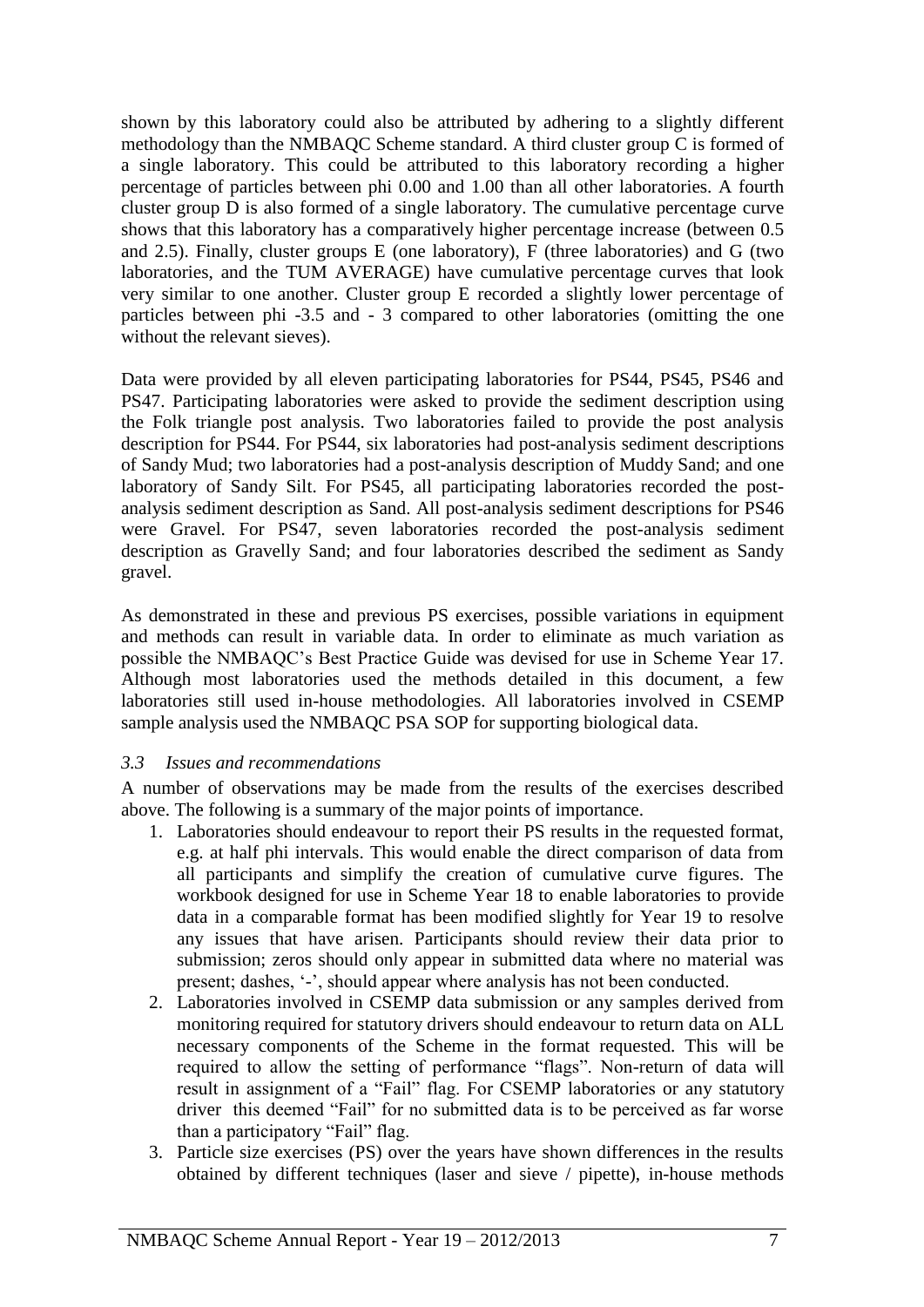shown by this laboratory could also be attributed by adhering to a slightly different methodology than the NMBAQC Scheme standard. A third cluster group C is formed of a single laboratory. This could be attributed to this laboratory recording a higher percentage of particles between phi 0.00 and 1.00 than all other laboratories. A fourth cluster group D is also formed of a single laboratory. The cumulative percentage curve shows that this laboratory has a comparatively higher percentage increase (between 0.5 and 2.5). Finally, cluster groups E (one laboratory), F (three laboratories) and G (two laboratories, and the TUM AVERAGE) have cumulative percentage curves that look very similar to one another. Cluster group E recorded a slightly lower percentage of particles between phi -3.5 and - 3 compared to other laboratories (omitting the one without the relevant sieves).

Data were provided by all eleven participating laboratories for PS44, PS45, PS46 and PS47. Participating laboratories were asked to provide the sediment description using the Folk triangle post analysis. Two laboratories failed to provide the post analysis description for PS44. For PS44, six laboratories had post-analysis sediment descriptions of Sandy Mud; two laboratories had a post-analysis description of Muddy Sand; and one laboratory of Sandy Silt. For PS45, all participating laboratories recorded the post-analysis sediment description as Sand. All post-analysis sediment descriptions for PS46 were Gravel. For PS47, seven laboratories recorded the post-analysis sediment description as Gravelly Sand; and four laboratories described the sediment as Sandy gravel.

As demonstrated in these and previous PS exercises, possible variations in equipment and methods can result in variable data. In order to eliminate as much variation as possible the NMBAQC's Best Practice Guide was devised for use in Scheme Year 17. Although most laboratories used the methods detailed in this document, a few laboratories still used in-house methodologies. All laboratories involved in CSEMP sample analysis used the NMBAQC PSA SOP for supporting biological data.

### *3.3 Issues and recommendations*

A number of observations may be made from the results of the exercises described above. The following is a summary of the major points of importance.

1. Laboratories should endeavour to report their PS results in the requested format, e.g. at half phi intervals. This would enable the direct comparison of data from all participants and simplify the creation of cumulative curve figures. The workbook designed for use in Scheme Year 18 to enable laboratories to provide data in a comparable format has been modified slightly for Year 19 to resolve any issues that have arisen. Participants should review their data prior to submission; zeros should only appear in submitted data where no material was present; dashes, '-', should appear where analysis has not been conducted.
2. Laboratories involved in CSEMP data submission or any samples derived from monitoring required for statutory drivers should endeavour to return data on ALL necessary components of the Scheme in the format requested. This will be required to allow the setting of performance "flags". Non-return of data will result in assignment of a "Fail" flag. For CSEMP laboratories or any statutory driver this deemed "Fail" for no submitted data is to be perceived as far worse than a participatory "Fail" flag.
3. Particle size exercises (PS) over the years have shown differences in the results obtained by different techniques (laser and sieve / pipette), in-house methods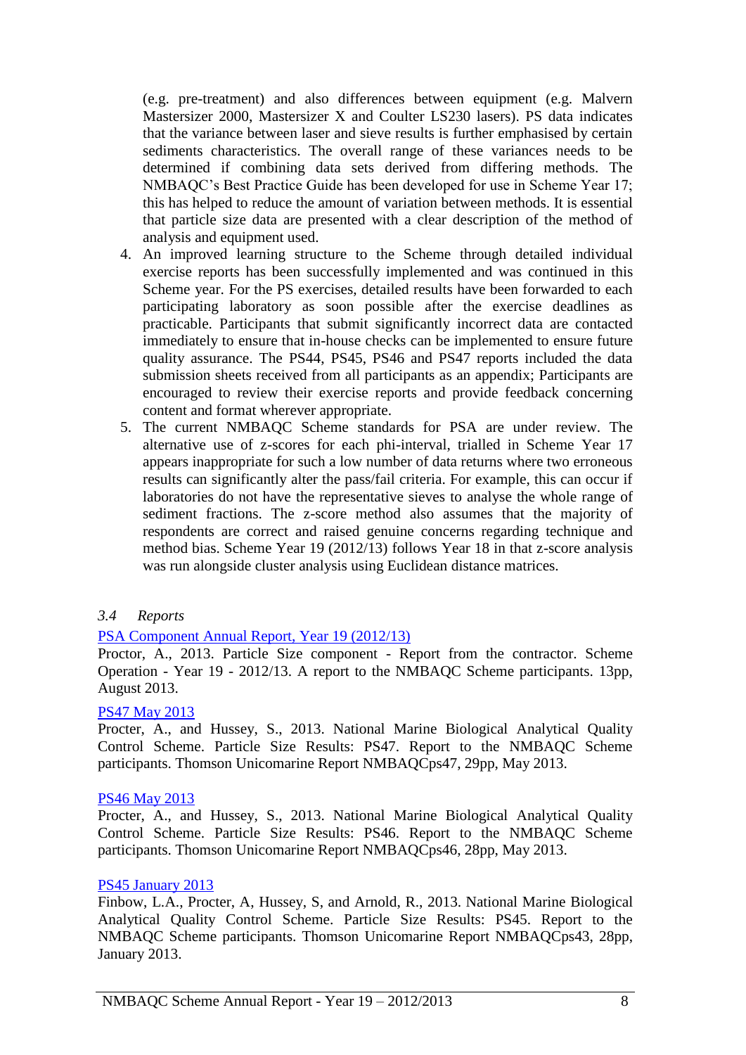(e.g. pre-treatment) and also differences between equipment (e.g. Malvern Mastersizer 2000, Mastersizer X and Coulter LS230 lasers). PS data indicates that the variance between laser and sieve results is further emphasised by certain sediments characteristics. The overall range of these variances needs to be determined if combining data sets derived from differing methods. The NMBAQC's Best Practice Guide has been developed for use in Scheme Year 17; this has helped to reduce the amount of variation between methods. It is essential that particle size data are presented with a clear description of the method of analysis and equipment used.

4. An improved learning structure to the Scheme through detailed individual exercise reports has been successfully implemented and was continued in this Scheme year. For the PS exercises, detailed results have been forwarded to each participating laboratory as soon possible after the exercise deadlines as practicable. Participants that submit significantly incorrect data are contacted immediately to ensure that in-house checks can be implemented to ensure future quality assurance. The PS44, PS45, PS46 and PS47 reports included the data submission sheets received from all participants as an appendix; Participants are encouraged to review their exercise reports and provide feedback concerning content and format wherever appropriate.
5. The current NMBAQC Scheme standards for PSA are under review. The alternative use of z-scores for each phi-interval, trialled in Scheme Year 17 appears inappropriate for such a low number of data returns where two erroneous results can significantly alter the pass/fail criteria. For example, this can occur if laboratories do not have the representative sieves to analyse the whole range of sediment fractions. The z-score method also assumes that the majority of respondents are correct and raised genuine concerns regarding technique and method bias. Scheme Year 19 (2012/13) follows Year 18 in that z-score analysis was run alongside cluster analysis using Euclidean distance matrices.

### *3.4 Reports*

PSA Component Annual Report, Year 19 (2012/13)

Proctor, A., 2013. Particle Size component - Report from the contractor. Scheme Operation - Year 19 - 2012/13. A report to the NMBAQC Scheme participants. 13pp, August 2013.

PS47 May 2013

Procter, A., and Hussey, S., 2013. National Marine Biological Analytical Quality Control Scheme. Particle Size Results: PS47. Report to the NMBAQC Scheme participants. Thomson Unicomarine Report NMBAQCps47, 29pp, May 2013.

PS46 May 2013

Procter, A., and Hussey, S., 2013. National Marine Biological Analytical Quality Control Scheme. Particle Size Results: PS46. Report to the NMBAQC Scheme participants. Thomson Unicomarine Report NMBAQCps46, 28pp, May 2013.

PS45 January 2013

Finbow, L.A., Procter, A, Hussey, S, and Arnold, R., 2013. National Marine Biological Analytical Quality Control Scheme. Particle Size Results: PS45. Report to the NMBAQC Scheme participants. Thomson Unicomarine Report NMBAQCps43, 28pp, January 2013.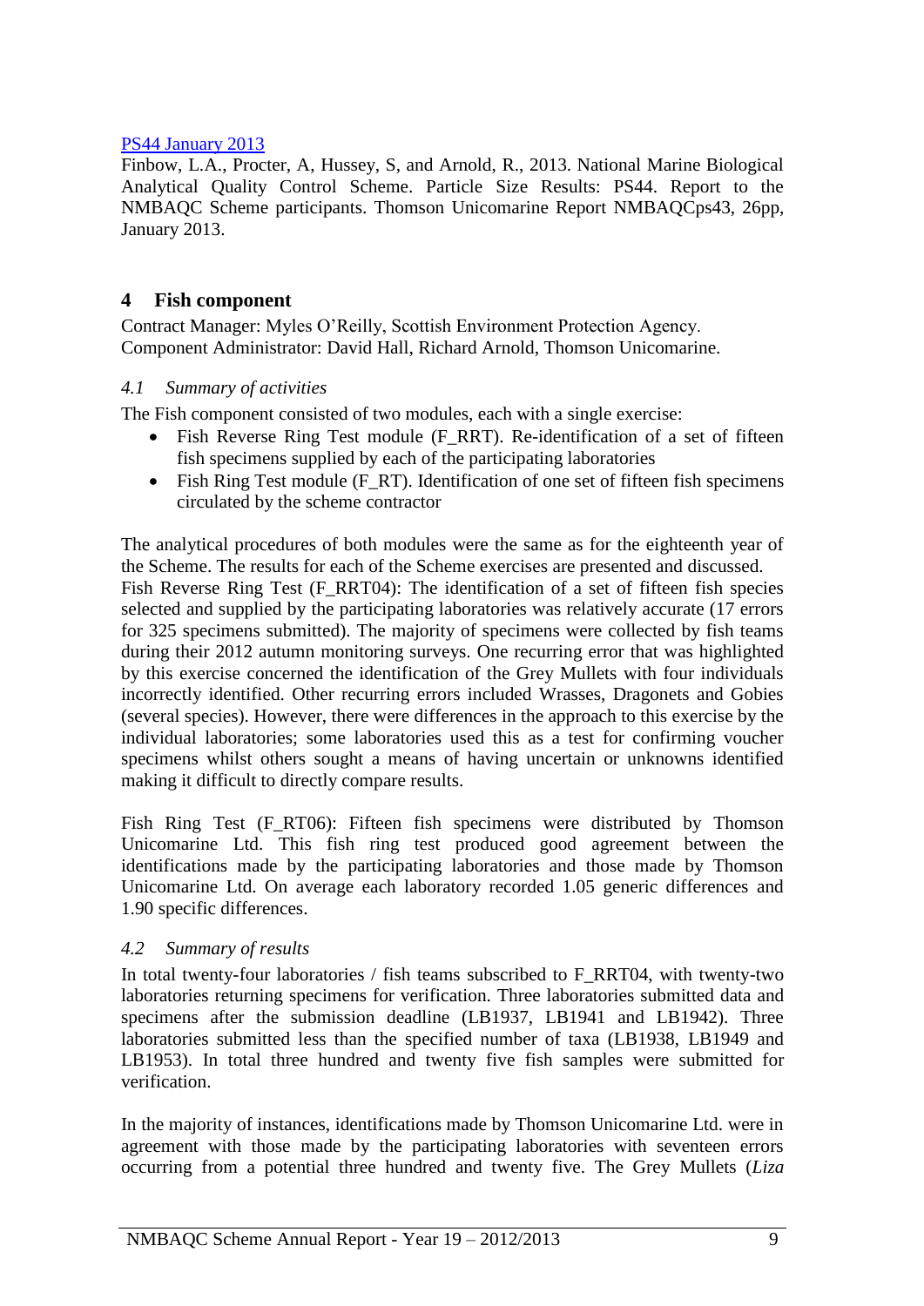PS44 January 2013

Finbow, L.A., Procter, A, Hussey, S, and Arnold, R., 2013. National Marine Biological Analytical Quality Control Scheme. Particle Size Results: PS44. Report to the NMBAQC Scheme participants. Thomson Unicomarine Report NMBAQCps43, 26pp, January 2013.

## 4 Fish component

Contract Manager: Myles O'Reilly, Scottish Environment Protection Agency.
Component Administrator: David Hall, Richard Arnold, Thomson Unicomarine.

### *4.1 Summary of activities*

The Fish component consisted of two modules, each with a single exercise:

- Fish Reverse Ring Test module (F_RRT). Re-identification of a set of fifteen fish specimens supplied by each of the participating laboratories
- Fish Ring Test module (F_RT). Identification of one set of fifteen fish specimens circulated by the scheme contractor

The analytical procedures of both modules were the same as for the eighteenth year of the Scheme. The results for each of the Scheme exercises are presented and discussed.
Fish Reverse Ring Test (F_RRT04): The identification of a set of fifteen fish species selected and supplied by the participating laboratories was relatively accurate (17 errors for 325 specimens submitted). The majority of specimens were collected by fish teams during their 2012 autumn monitoring surveys. One recurring error that was highlighted by this exercise concerned the identification of the Grey Mullets with four individuals incorrectly identified. Other recurring errors included Wrasses, Dragonets and Gobies (several species). However, there were differences in the approach to this exercise by the individual laboratories; some laboratories used this as a test for confirming voucher specimens whilst others sought a means of having uncertain or unknowns identified making it difficult to directly compare results.

Fish Ring Test (F_RT06): Fifteen fish specimens were distributed by Thomson Unicomarine Ltd. This fish ring test produced good agreement between the identifications made by the participating laboratories and those made by Thomson Unicomarine Ltd. On average each laboratory recorded 1.05 generic differences and 1.90 specific differences.

### *4.2 Summary of results*

In total twenty-four laboratories / fish teams subscribed to F_RRT04, with twenty-two laboratories returning specimens for verification. Three laboratories submitted data and specimens after the submission deadline (LB1937, LB1941 and LB1942). Three laboratories submitted less than the specified number of taxa (LB1938, LB1949 and LB1953). In total three hundred and twenty five fish samples were submitted for verification.

In the majority of instances, identifications made by Thomson Unicomarine Ltd. were in agreement with those made by the participating laboratories with seventeen errors occurring from a potential three hundred and twenty five. The Grey Mullets (*Liza*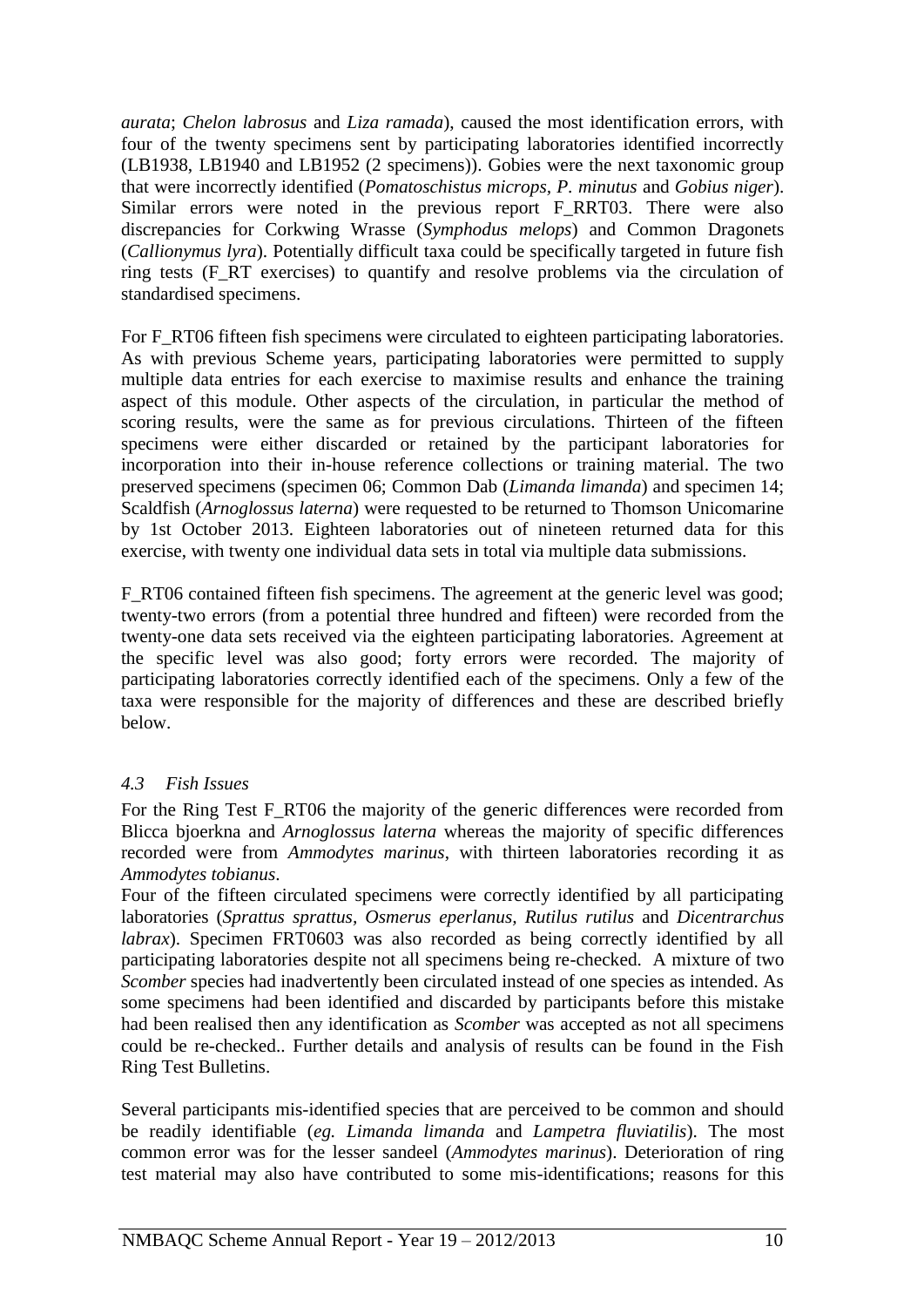*aurata*; *Chelon labrosus* and *Liza ramada*), caused the most identification errors, with four of the twenty specimens sent by participating laboratories identified incorrectly (LB1938, LB1940 and LB1952 (2 specimens)). Gobies were the next taxonomic group that were incorrectly identified (*Pomatoschistus microps*, *P. minutus* and *Gobius niger*). Similar errors were noted in the previous report F_RRT03. There were also discrepancies for Corkwing Wrasse (*Symphodus melops*) and Common Dragonets (*Callionymus lyra*). Potentially difficult taxa could be specifically targeted in future fish ring tests (F_RT exercises) to quantify and resolve problems via the circulation of standardised specimens.

For F_RT06 fifteen fish specimens were circulated to eighteen participating laboratories. As with previous Scheme years, participating laboratories were permitted to supply multiple data entries for each exercise to maximise results and enhance the training aspect of this module. Other aspects of the circulation, in particular the method of scoring results, were the same as for previous circulations. Thirteen of the fifteen specimens were either discarded or retained by the participant laboratories for incorporation into their in-house reference collections or training material. The two preserved specimens (specimen 06; Common Dab (*Limanda limanda*) and specimen 14; Scaldfish (*Arnoglossus laterna*) were requested to be returned to Thomson Unicomarine by 1st October 2013. Eighteen laboratories out of nineteen returned data for this exercise, with twenty one individual data sets in total via multiple data submissions.

F_RT06 contained fifteen fish specimens. The agreement at the generic level was good; twenty-two errors (from a potential three hundred and fifteen) were recorded from the twenty-one data sets received via the eighteen participating laboratories. Agreement at the specific level was also good; forty errors were recorded. The majority of participating laboratories correctly identified each of the specimens. Only a few of the taxa were responsible for the majority of differences and these are described briefly below.

### *4.3 Fish Issues*

For the Ring Test F_RT06 the majority of the generic differences were recorded from Blicca bjoerkna and *Arnoglossus laterna* whereas the majority of specific differences recorded were from *Ammodytes marinus*, with thirteen laboratories recording it as *Ammodytes tobianus*.

Four of the fifteen circulated specimens were correctly identified by all participating laboratories (*Sprattus sprattus, Osmerus eperlanus, Rutilus rutilus* and *Dicentrarchus labrax*). Specimen FRT0603 was also recorded as being correctly identified by all participating laboratories despite not all specimens being re-checked. A mixture of two *Scomber* species had inadvertently been circulated instead of one species as intended. As some specimens had been identified and discarded by participants before this mistake had been realised then any identification as *Scomber* was accepted as not all specimens could be re-checked.. Further details and analysis of results can be found in the Fish Ring Test Bulletins.

Several participants mis-identified species that are perceived to be common and should be readily identifiable (*eg. Limanda limanda* and *Lampetra fluviatilis*). The most common error was for the lesser sandeel (*Ammodytes marinus*). Deterioration of ring test material may also have contributed to some mis-identifications; reasons for this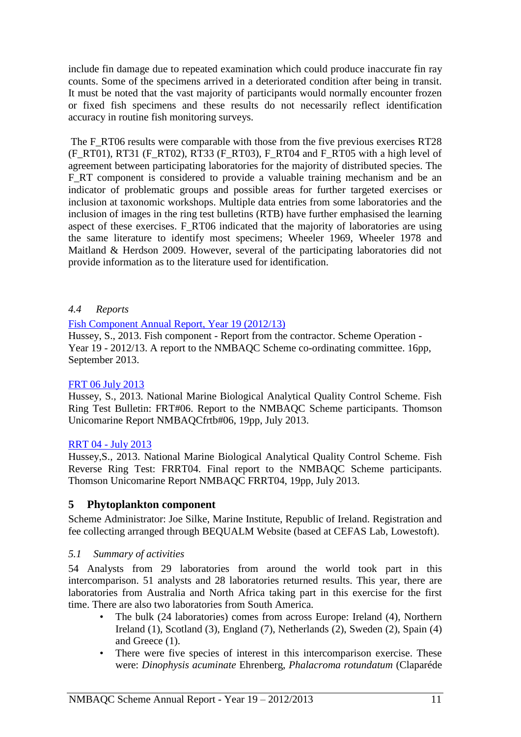include fin damage due to repeated examination which could produce inaccurate fin ray counts. Some of the specimens arrived in a deteriorated condition after being in transit. It must be noted that the vast majority of participants would normally encounter frozen or fixed fish specimens and these results do not necessarily reflect identification accuracy in routine fish monitoring surveys.

The F_RT06 results were comparable with those from the five previous exercises RT28 (F_RT01), RT31 (F_RT02), RT33 (F_RT03), F_RT04 and F_RT05 with a high level of agreement between participating laboratories for the majority of distributed species. The F_RT component is considered to provide a valuable training mechanism and be an indicator of problematic groups and possible areas for further targeted exercises or inclusion at taxonomic workshops. Multiple data entries from some laboratories and the inclusion of images in the ring test bulletins (RTB) have further emphasised the learning aspect of these exercises. F_RT06 indicated that the majority of laboratories are using the same literature to identify most specimens; Wheeler 1969, Wheeler 1978 and Maitland & Herdson 2009. However, several of the participating laboratories did not provide information as to the literature used for identification.

### *4.4 Reports*

Fish Component Annual Report, Year 19 (2012/13)
Hussey, S., 2013. Fish component - Report from the contractor. Scheme Operation - Year 19 - 2012/13. A report to the NMBAQC Scheme co-ordinating committee. 16pp, September 2013.

FRT 06 July 2013
Hussey, S., 2013. National Marine Biological Analytical Quality Control Scheme. Fish Ring Test Bulletin: FRT#06. Report to the NMBAQC Scheme participants. Thomson Unicomarine Report NMBAQCfrtb#06, 19pp, July 2013.

RRT 04 - July 2013
Hussey,S., 2013. National Marine Biological Analytical Quality Control Scheme. Fish Reverse Ring Test: FRRT04. Final report to the NMBAQC Scheme participants. Thomson Unicomarine Report NMBAQC FRRT04, 19pp, July 2013.

## 5 Phytoplankton component

Scheme Administrator: Joe Silke, Marine Institute, Republic of Ireland. Registration and fee collecting arranged through BEQUALM Website (based at CEFAS Lab, Lowestoft).

### *5.1 Summary of activities*

54 Analysts from 29 laboratories from around the world took part in this intercomparison. 51 analysts and 28 laboratories returned results. This year, there are laboratories from Australia and North Africa taking part in this exercise for the first time. There are also two laboratories from South America.

- The bulk (24 laboratories) comes from across Europe: Ireland (4), Northern Ireland (1), Scotland (3), England (7), Netherlands (2), Sweden (2), Spain (4) and Greece (1).
- There were five species of interest in this intercomparison exercise. These were: *Dinophysis acuminate* Ehrenberg, *Phalacroma rotundatum* (Claparéde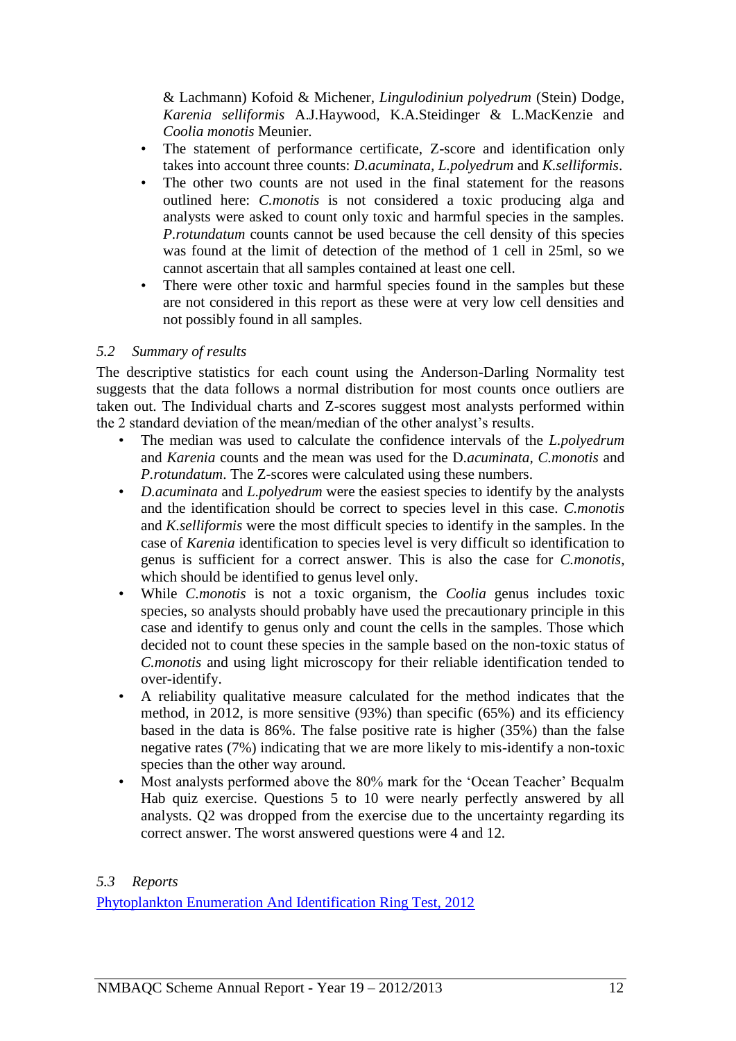& Lachmann) Kofoid & Michener, *Lingulodiniun polyedrum* (Stein) Dodge, *Karenia selliformis* A.J.Haywood, K.A.Steidinger & L.MacKenzie and *Coolia monotis* Meunier.

- The statement of performance certificate, Z-score and identification only takes into account three counts: *D.acuminata*, *L.polyedrum* and *K.selliformis*.
- The other two counts are not used in the final statement for the reasons outlined here: *C.monotis* is not considered a toxic producing alga and analysts were asked to count only toxic and harmful species in the samples. *P.rotundatum* counts cannot be used because the cell density of this species was found at the limit of detection of the method of 1 cell in 25ml, so we cannot ascertain that all samples contained at least one cell.
- There were other toxic and harmful species found in the samples but these are not considered in this report as these were at very low cell densities and not possibly found in all samples.

### *5.2 Summary of results*

The descriptive statistics for each count using the Anderson-Darling Normality test suggests that the data follows a normal distribution for most counts once outliers are taken out. The Individual charts and Z-scores suggest most analysts performed within the 2 standard deviation of the mean/median of the other analyst's results.

- The median was used to calculate the confidence intervals of the *L.polyedrum* and *Karenia* counts and the mean was used for the D.*acuminata, C.monotis* and *P.rotundatum*. The Z-scores were calculated using these numbers.
- *D.acuminata* and *L.polyedrum* were the easiest species to identify by the analysts and the identification should be correct to species level in this case. *C.monotis* and *K.selliformis* were the most difficult species to identify in the samples. In the case of *Karenia* identification to species level is very difficult so identification to genus is sufficient for a correct answer. This is also the case for *C.monotis*, which should be identified to genus level only.
- While *C.monotis* is not a toxic organism, the *Coolia* genus includes toxic species, so analysts should probably have used the precautionary principle in this case and identify to genus only and count the cells in the samples. Those which decided not to count these species in the sample based on the non-toxic status of *C.monotis* and using light microscopy for their reliable identification tended to over-identify.
- A reliability qualitative measure calculated for the method indicates that the method, in 2012, is more sensitive (93%) than specific (65%) and its efficiency based in the data is 86%. The false positive rate is higher (35%) than the false negative rates (7%) indicating that we are more likely to mis-identify a non-toxic species than the other way around.
- Most analysts performed above the 80% mark for the 'Ocean Teacher' Bequalm Hab quiz exercise. Questions 5 to 10 were nearly perfectly answered by all analysts. Q2 was dropped from the exercise due to the uncertainty regarding its correct answer. The worst answered questions were 4 and 12.

### *5.3 Reports*

Phytoplankton Enumeration And Identification Ring Test, 2012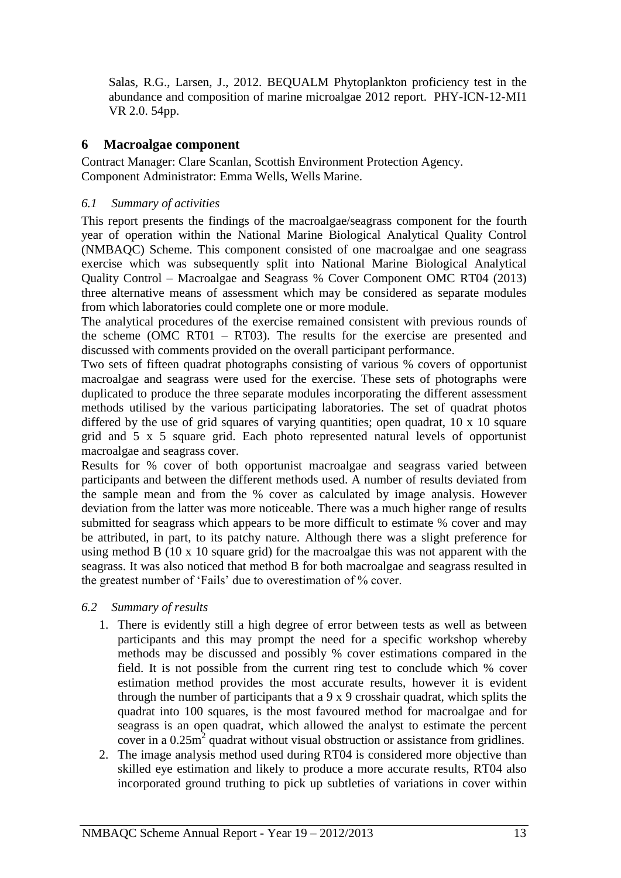Salas, R.G., Larsen, J., 2012. BEQUALM Phytoplankton proficiency test in the abundance and composition of marine microalgae 2012 report. PHY-ICN-12-MI1 VR 2.0. 54pp.

## 6 Macroalgae component

Contract Manager: Clare Scanlan, Scottish Environment Protection Agency.
Component Administrator: Emma Wells, Wells Marine.

### *6.1 Summary of activities*

This report presents the findings of the macroalgae/seagrass component for the fourth year of operation within the National Marine Biological Analytical Quality Control (NMBAQC) Scheme. This component consisted of one macroalgae and one seagrass exercise which was subsequently split into National Marine Biological Analytical Quality Control – Macroalgae and Seagrass % Cover Component OMC RT04 (2013) three alternative means of assessment which may be considered as separate modules from which laboratories could complete one or more module.

The analytical procedures of the exercise remained consistent with previous rounds of the scheme (OMC RT01 – RT03). The results for the exercise are presented and discussed with comments provided on the overall participant performance.

Two sets of fifteen quadrat photographs consisting of various % covers of opportunist macroalgae and seagrass were used for the exercise. These sets of photographs were duplicated to produce the three separate modules incorporating the different assessment methods utilised by the various participating laboratories. The set of quadrat photos differed by the use of grid squares of varying quantities; open quadrat, 10 x 10 square grid and 5 x 5 square grid. Each photo represented natural levels of opportunist macroalgae and seagrass cover.

Results for % cover of both opportunist macroalgae and seagrass varied between participants and between the different methods used. A number of results deviated from the sample mean and from the % cover as calculated by image analysis. However deviation from the latter was more noticeable. There was a much higher range of results submitted for seagrass which appears to be more difficult to estimate % cover and may be attributed, in part, to its patchy nature. Although there was a slight preference for using method B (10 x 10 square grid) for the macroalgae this was not apparent with the seagrass. It was also noticed that method B for both macroalgae and seagrass resulted in the greatest number of 'Fails' due to overestimation of % cover.

### *6.2 Summary of results*

1. There is evidently still a high degree of error between tests as well as between participants and this may prompt the need for a specific workshop whereby methods may be discussed and possibly % cover estimations compared in the field. It is not possible from the current ring test to conclude which % cover estimation method provides the most accurate results, however it is evident through the number of participants that a 9 x 9 crosshair quadrat, which splits the quadrat into 100 squares, is the most favoured method for macroalgae and for seagrass is an open quadrat, which allowed the analyst to estimate the percent cover in a $0.25m^2$ quadrat without visual obstruction or assistance from gridlines.
2. The image analysis method used during RT04 is considered more objective than skilled eye estimation and likely to produce a more accurate results, RT04 also incorporated ground truthing to pick up subtleties of variations in cover within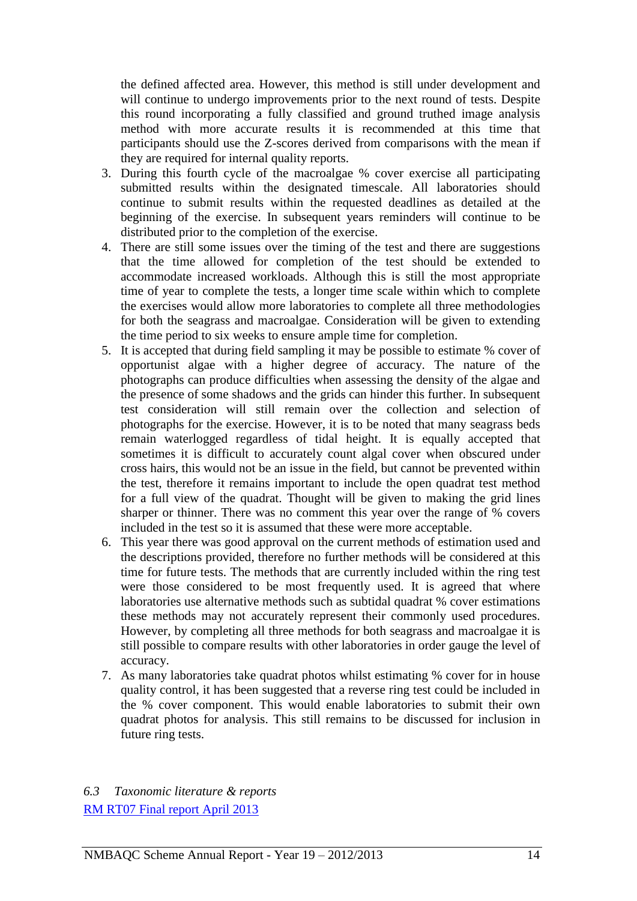the defined affected area. However, this method is still under development and will continue to undergo improvements prior to the next round of tests. Despite this round incorporating a fully classified and ground truthed image analysis method with more accurate results it is recommended at this time that participants should use the Z-scores derived from comparisons with the mean if they are required for internal quality reports.

3. During this fourth cycle of the macroalgae % cover exercise all participating submitted results within the designated timescale. All laboratories should continue to submit results within the requested deadlines as detailed at the beginning of the exercise. In subsequent years reminders will continue to be distributed prior to the completion of the exercise.
4. There are still some issues over the timing of the test and there are suggestions that the time allowed for completion of the test should be extended to accommodate increased workloads. Although this is still the most appropriate time of year to complete the tests, a longer time scale within which to complete the exercises would allow more laboratories to complete all three methodologies for both the seagrass and macroalgae. Consideration will be given to extending the time period to six weeks to ensure ample time for completion.
5. It is accepted that during field sampling it may be possible to estimate % cover of opportunist algae with a higher degree of accuracy. The nature of the photographs can produce difficulties when assessing the density of the algae and the presence of some shadows and the grids can hinder this further. In subsequent test consideration will still remain over the collection and selection of photographs for the exercise. However, it is to be noted that many seagrass beds remain waterlogged regardless of tidal height. It is equally accepted that sometimes it is difficult to accurately count algal cover when obscured under cross hairs, this would not be an issue in the field, but cannot be prevented within the test, therefore it remains important to include the open quadrat test method for a full view of the quadrat. Thought will be given to making the grid lines sharper or thinner. There was no comment this year over the range of % covers included in the test so it is assumed that these were more acceptable.
6. This year there was good approval on the current methods of estimation used and the descriptions provided, therefore no further methods will be considered at this time for future tests. The methods that are currently included within the ring test were those considered to be most frequently used. It is agreed that where laboratories use alternative methods such as subtidal quadrat % cover estimations these methods may not accurately represent their commonly used procedures. However, by completing all three methods for both seagrass and macroalgae it is still possible to compare results with other laboratories in order gauge the level of accuracy.
7. As many laboratories take quadrat photos whilst estimating % cover for in house quality control, it has been suggested that a reverse ring test could be included in the % cover component. This would enable laboratories to submit their own quadrat photos for analysis. This still remains to be discussed for inclusion in future ring tests.

### *6.3 Taxonomic literature & reports*

RM RT07 Final report April 2013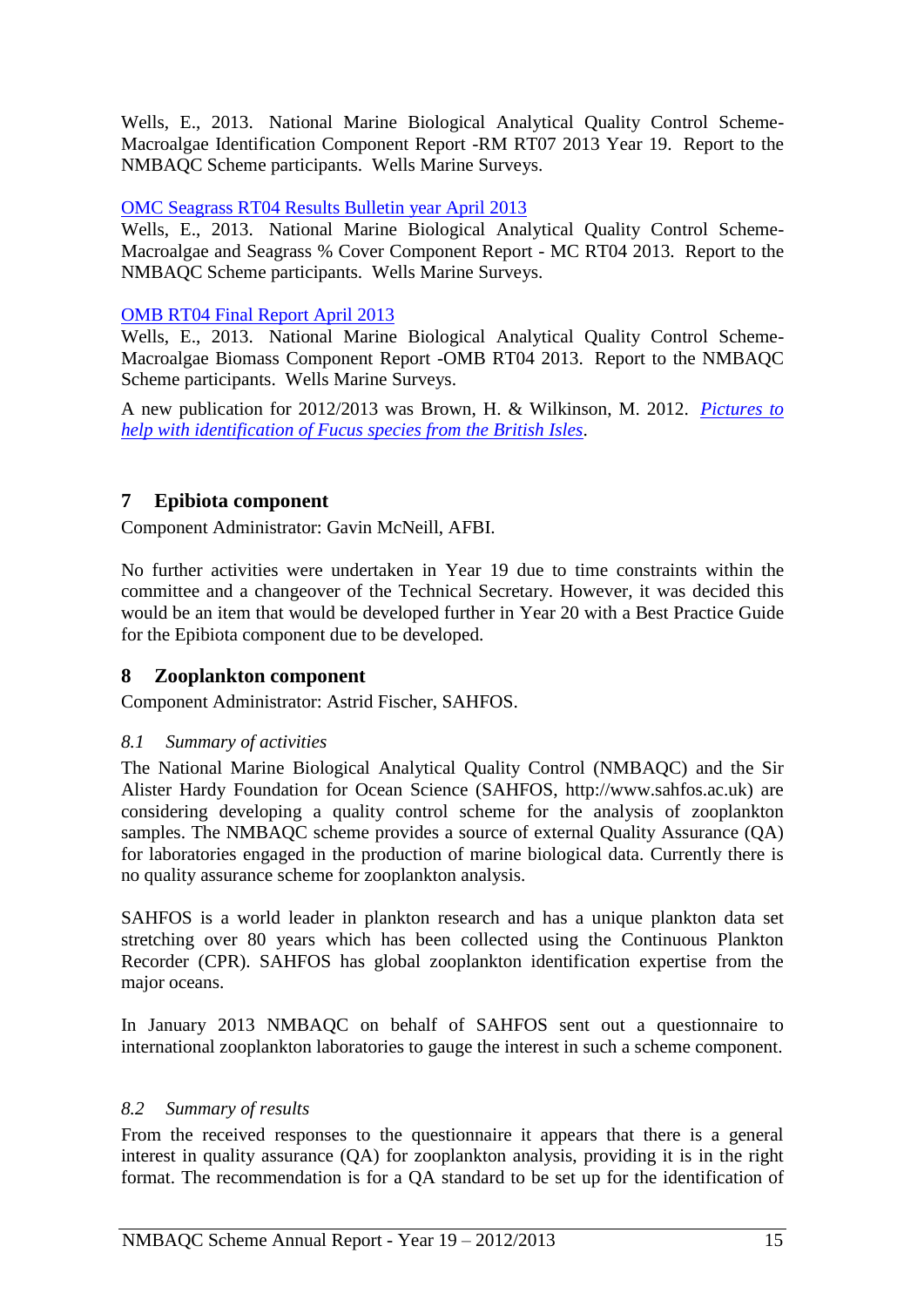Wells, E., 2013. National Marine Biological Analytical Quality Control Scheme- Macroalgae Identification Component Report -RM RT07 2013 Year 19. Report to the NMBAQC Scheme participants. Wells Marine Surveys.

[OMC Seagrass RT04 Results Bulletin year April 2013](#)
Wells, E., 2013. National Marine Biological Analytical Quality Control Scheme- Macroalgae and Seagrass % Cover Component Report - MC RT04 2013. Report to the NMBAQC Scheme participants. Wells Marine Surveys.

[OMB RT04 Final Report April 2013](#)
Wells, E., 2013. National Marine Biological Analytical Quality Control Scheme- Macroalgae Biomass Component Report -OMB RT04 2013. Report to the NMBAQC Scheme participants. Wells Marine Surveys.

A new publication for 2012/2013 was Brown, H. & Wilkinson, M. 2012. *[Pictures to help with identification of Fucus species from the British Isles](#)*.

## 7 Epibiota component

Component Administrator: Gavin McNeill, AFBI.

No further activities were undertaken in Year 19 due to time constraints within the committee and a changeover of the Technical Secretary. However, it was decided this would be an item that would be developed further in Year 20 with a Best Practice Guide for the Epibiota component due to be developed.

## 8 Zooplankton component

Component Administrator: Astrid Fischer, SAHFOS.

### *8.1 Summary of activities*

The National Marine Biological Analytical Quality Control (NMBAQC) and the Sir Alister Hardy Foundation for Ocean Science (SAHFOS, http://www.sahfos.ac.uk) are considering developing a quality control scheme for the analysis of zooplankton samples. The NMBAQC scheme provides a source of external Quality Assurance (QA) for laboratories engaged in the production of marine biological data. Currently there is no quality assurance scheme for zooplankton analysis.

SAHFOS is a world leader in plankton research and has a unique plankton data set stretching over 80 years which has been collected using the Continuous Plankton Recorder (CPR). SAHFOS has global zooplankton identification expertise from the major oceans.

In January 2013 NMBAQC on behalf of SAHFOS sent out a questionnaire to international zooplankton laboratories to gauge the interest in such a scheme component.

### *8.2 Summary of results*

From the received responses to the questionnaire it appears that there is a general interest in quality assurance (QA) for zooplankton analysis, providing it is in the right format. The recommendation is for a QA standard to be set up for the identification of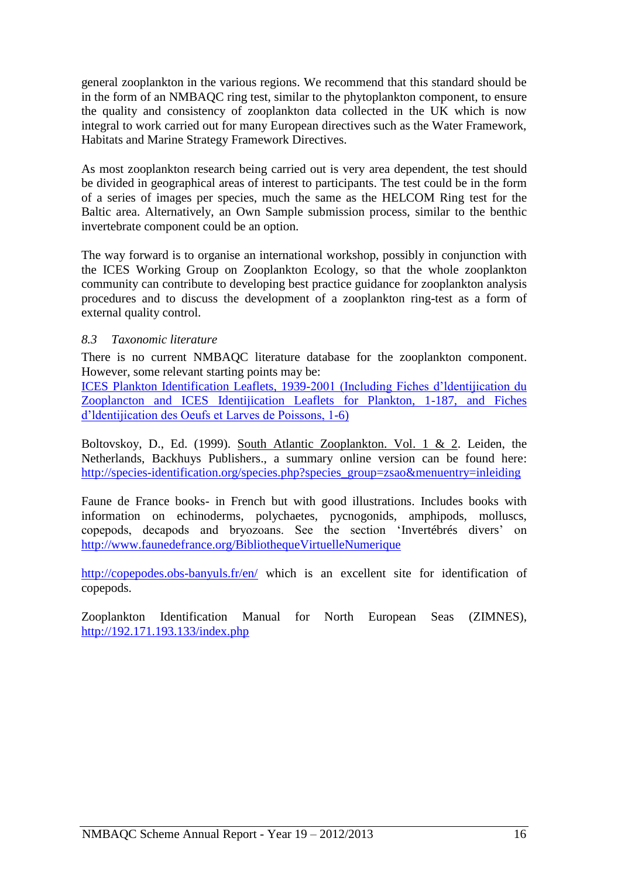general zooplankton in the various regions. We recommend that this standard should be in the form of an NMBAQC ring test, similar to the phytoplankton component, to ensure the quality and consistency of zooplankton data collected in the UK which is now integral to work carried out for many European directives such as the Water Framework, Habitats and Marine Strategy Framework Directives.

As most zooplankton research being carried out is very area dependent, the test should be divided in geographical areas of interest to participants. The test could be in the form of a series of images per species, much the same as the HELCOM Ring test for the Baltic area. Alternatively, an Own Sample submission process, similar to the benthic invertebrate component could be an option.

The way forward is to organise an international workshop, possibly in conjunction with the ICES Working Group on Zooplankton Ecology, so that the whole zooplankton community can contribute to developing best practice guidance for zooplankton analysis procedures and to discuss the development of a zooplankton ring-test as a form of external quality control.

### *8.3 Taxonomic literature*

There is no current NMBAQC literature database for the zooplankton component. However, some relevant starting points may be:
ICES Plankton Identification Leaflets, 1939-2001 (Including Fiches d'ldentijication du Zooplancton and ICES Identijication Leaflets for Plankton, 1-187, and Fiches d'ldentijication des Oeufs et Larves de Poissons, 1-6)

Boltovskoy, D., Ed. (1999). South Atlantic Zooplankton. Vol. 1 & 2. Leiden, the Netherlands, Backhuys Publishers., a summary online version can be found here: http://species-identification.org/species.php?species_group=zsao&menuentry=inleiding

Faune de France books- in French but with good illustrations. Includes books with information on echinoderms, polychaetes, pycnogonids, amphipods, molluscs, copepods, decapods and bryozoans. See the section 'Invertébrés divers' on http://www.faunedefrance.org/BibliothequeVirtuelleNumerique

http://copepodes.obs-banyuls.fr/en/ which is an excellent site for identification of copepods.

Zooplankton Identification Manual for North European Seas (ZIMNES), http://192.171.193.133/index.php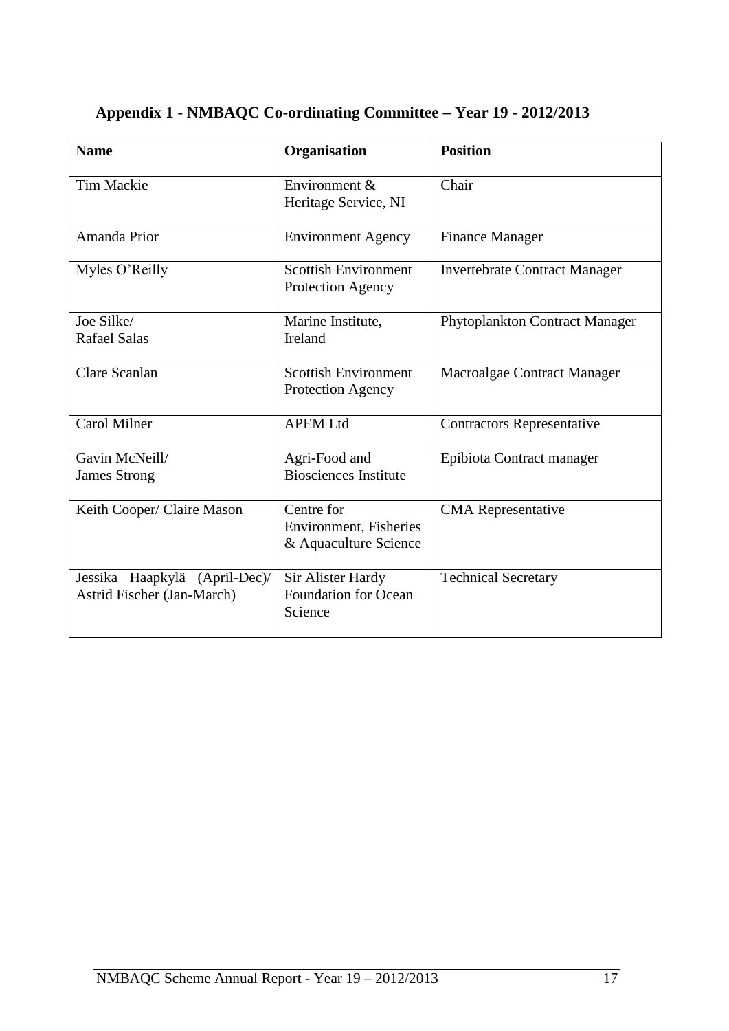# Appendix 1 - NMBAQC Co-ordinating Committee – Year 19 - 2012/2013

| Name | Organisation | Position |
|---|---|---|
| Tim Mackie | Environment & Heritage Service, NI | Chair |
| Amanda Prior | Environment Agency | Finance Manager |
| Myles O'Reilly | Scottish Environment Protection Agency | Invertebrate Contract Manager |
| Joe Silke/ Rafael Salas | Marine Institute, Ireland | Phytoplankton Contract Manager |
| Clare Scanlan | Scottish Environment Protection Agency | Macroalgae Contract Manager |
| Carol Milner | APEM Ltd | Contractors Representative |
| Gavin McNeill/ James Strong | Agri-Food and Biosciences Institute | Epibiota Contract manager |
| Keith Cooper/ Claire Mason | Centre for Environment, Fisheries & Aquaculture Science | CMA Representative |
| Jessika Haapkylä (April-Dec)/ Astrid Fischer (Jan-March) | Sir Alister Hardy Foundation for Ocean Science | Technical Secretary |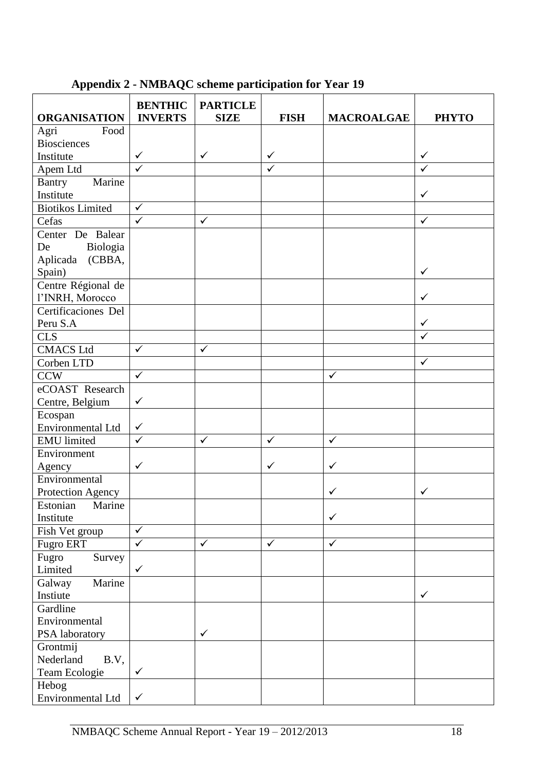## Appendix 2 - NMBAQC scheme participation for Year 19

| ORGANISATION | BENTHIC INVERTS | PARTICLE SIZE | FISH | MACROALGAE | PHYTO |
|---|---|---|---|---|---|
| Agri Food Biosciences Institute | ✓ | ✓ | ✓ | | ✓ |
| Apem Ltd | ✓ | | ✓ | | ✓ |
| Bantry Marine Institute | | | | | ✓ |
| Biotikos Limited | ✓ | | | | |
| Cefas | ✓ | ✓ | | | ✓ |
| Center De Balear De Biologia Aplicada (CBBA, Spain) | | | | | ✓ |
| Centre Régional de l'INRH, Morocco | | | | | ✓ |
| Certificaciones Del Peru S.A | | | | | ✓ |
| CLS | | | | | ✓ |
| CMACS Ltd | ✓ | ✓ | | | |
| Corben LTD | | | | | ✓ |
| CCW | ✓ | | | ✓ | |
| eCOAST Research Centre, Belgium | ✓ | | | | |
| Ecospan Environmental Ltd | ✓ | | | | |
| EMU limited | ✓ | ✓ | ✓ | ✓ | |
| Environment Agency | ✓ | | ✓ | ✓ | |
| Environmental Protection Agency | | | | ✓ | ✓ |
| Estonian Marine Institute | | | | ✓ | |
| Fish Vet group | ✓ | | | | |
| Fugro ERT | ✓ | ✓ | ✓ | ✓ | |
| Fugro Survey Limited | ✓ | | | | |
| Galway Marine Instiute | | | | | ✓ |
| Gardline Environmental PSA laboratory | | ✓ | | | |
| Grontmij Nederland B.V, Team Ecologie | ✓ | | | | |
| Hebog Environmental Ltd | ✓ | | | | |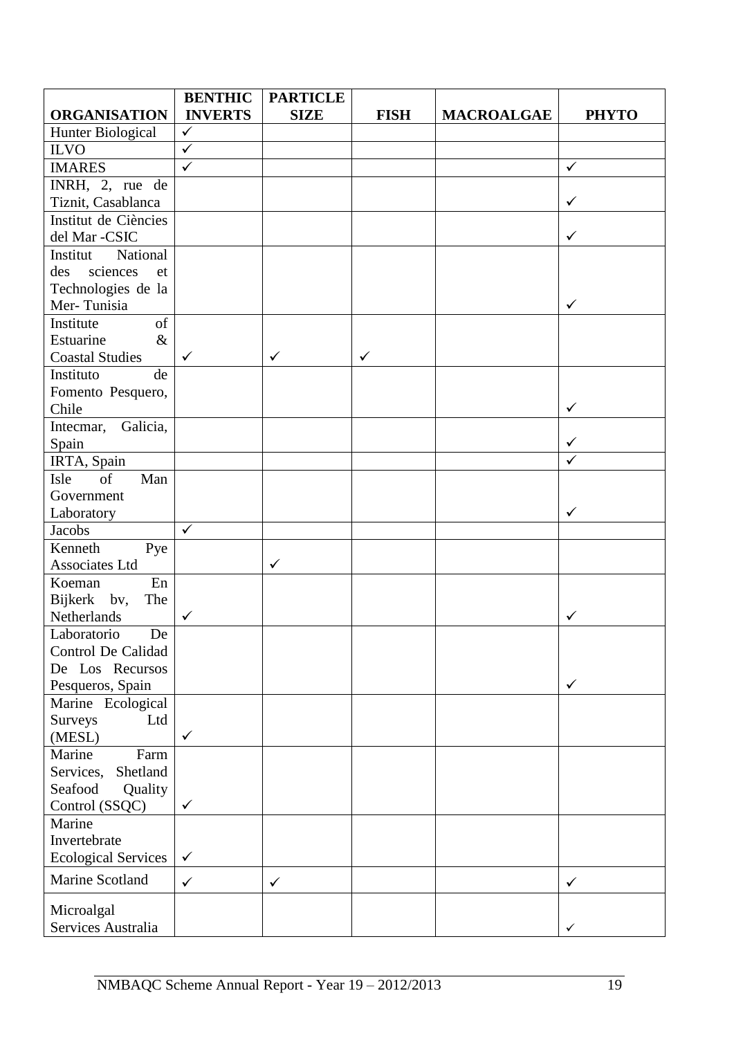| ORGANISATION | BENTHIC INVERTS | PARTICLE SIZE | FISH | MACROALGAE | PHYTO |
|---|---|---|---|---|---|
| Hunter Biological | ✓ | | | | |
| ILVO | ✓ | | | | |
| IMARES | ✓ | | | | ✓ |
| INRH, 2, rue de Tiznit, Casablanca | | | | | ✓ |
| Institut de Ciències del Mar -CSIC | | | | | ✓ |
| Institut National des sciences et Technologies de la Mer- Tunisia | | | | | ✓ |
| Institute of Estuarine & Coastal Studies | ✓ | ✓ | ✓ | | |
| Instituto de Fomento Pesquero, Chile | | | | | ✓ |
| Intecmar, Galicia, Spain | | | | | ✓ |
| IRTA, Spain | | | | | ✓ |
| Isle of Man Government Laboratory | | | | | ✓ |
| Jacobs | ✓ | | | | |
| Kenneth Pye Associates Ltd | | ✓ | | | |
| Koeman En Bijkerk bv, The Netherlands | ✓ | | | | ✓ |
| Laboratorio De Control De Calidad De Los Recursos Pesqueros, Spain | | | | | ✓ |
| Marine Ecological Surveys Ltd (MESL) | ✓ | | | | |
| Marine Farm Services, Shetland Seafood Quality Control (SSQC) | ✓ | | | | |
| Marine Invertebrate Ecological Services | ✓ | | | | |
| Marine Scotland | ✓ | ✓ | | | ✓ |
| Microalgal Services Australia | | | | | ✓ |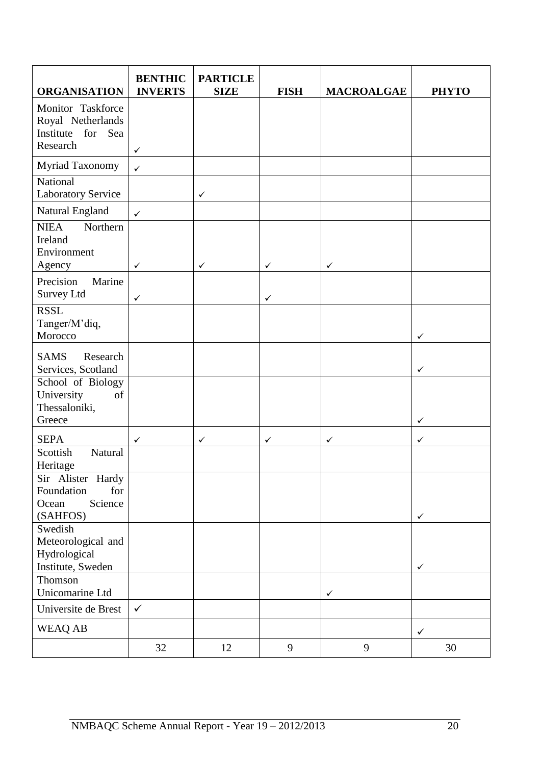| ORGANISATION | BENTHIC INVERTS | PARTICLE SIZE | FISH | MACROALGAE | PHYTO |
|---|---|---|---|---|---|
| Monitor Taskforce Royal Netherlands Institute for Sea Research | ✓ | | | | |
| Myriad Taxonomy | ✓ | | | | |
| National Laboratory Service | | ✓ | | | |
| Natural England | ✓ | | | | |
| NIEA Northern Ireland Environment Agency | ✓ | ✓ | ✓ | ✓ | |
| Precision Marine Survey Ltd | ✓ | | ✓ | | |
| RSSL Tanger/M'diq, Morocco | | | | | ✓ |
| SAMS Research Services, Scotland | | | | | ✓ |
| School of Biology University of Thessaloniki, Greece | | | | | ✓ |
| SEPA | ✓ | ✓ | ✓ | ✓ | ✓ |
| Scottish Natural Heritage | | | | | |
| Sir Alister Hardy Foundation for Ocean Science (SAHFOS) | | | | | ✓ |
| Swedish Meteorological and Hydrological Institute, Sweden | | | | | ✓ |
| Thomson Unicomarine Ltd | | | | ✓ | |
| Universite de Brest | ✓ | | | | |
| WEAQ AB | | | | | ✓ |
| | 32 | 12 | 9 | 9 | 30 |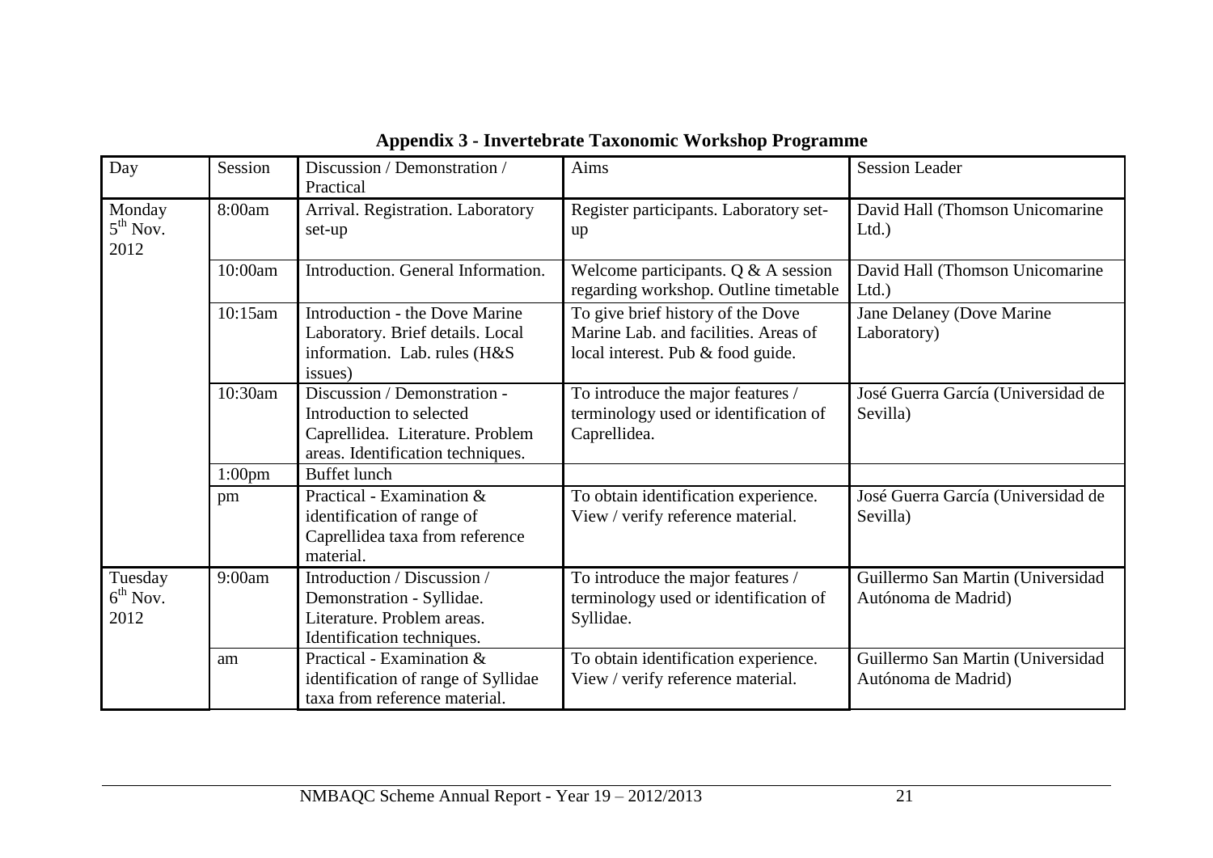**Appendix 3 - Invertebrate Taxonomic Workshop Programme**

| Day | Session | Discussion / Demonstration / Practical | Aims | Session Leader |
|---|---|---|---|---|
| Monday 5th Nov. 2012 | 8:00am | Arrival. Registration. Laboratory set-up | Register participants. Laboratory set-up | David Hall (Thomson Unicomarine Ltd.) |
| | 10:00am | Introduction. General Information. | Welcome participants. Q & A session regarding workshop. Outline timetable | David Hall (Thomson Unicomarine Ltd.) |
| | 10:15am | Introduction - the Dove Marine Laboratory. Brief details. Local information. Lab. rules (H&S issues) | To give brief history of the Dove Marine Lab. and facilities. Areas of local interest. Pub & food guide. | Jane Delaney (Dove Marine Laboratory) |
| | 10:30am | Discussion / Demonstration - Introduction to selected Caprellidea. Literature. Problem areas. Identification techniques. | To introduce the major features / terminology used or identification of Caprellidea. | José Guerra García (Universidad de Sevilla) |
| | 1:00pm | Buffet lunch | | |
| | pm | Practical - Examination & identification of range of Caprellidea taxa from reference material. | To obtain identification experience. View / verify reference material. | José Guerra García (Universidad de Sevilla) |
| Tuesday 6th Nov. 2012 | 9:00am | Introduction / Discussion / Demonstration - Syllidae. Literature. Problem areas. Identification techniques. | To introduce the major features / terminology used or identification of Syllidae. | Guillermo San Martin (Universidad Autónoma de Madrid) |
| | am | Practical - Examination & identification of range of Syllidae taxa from reference material. | To obtain identification experience. View / verify reference material. | Guillermo San Martin (Universidad Autónoma de Madrid) |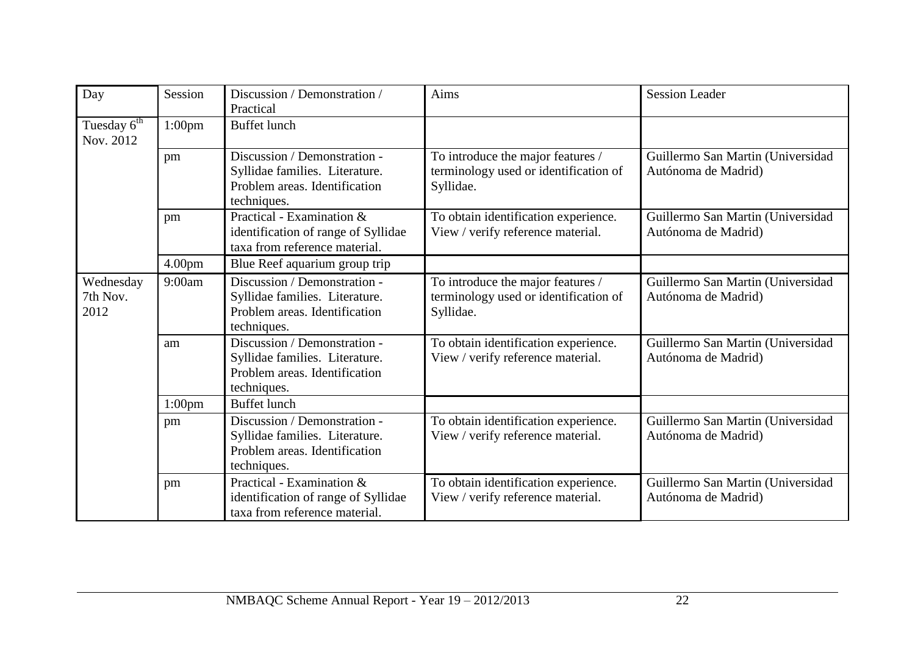| Day | Session | Discussion / Demonstration / Practical | Aims | Session Leader |
|---|---|---|---|---|
| Tuesday 6th Nov. 2012 | 1:00pm | Buffet lunch | | |
| | pm | Discussion / Demonstration - Syllidae families. Literature. Problem areas. Identification techniques. | To introduce the major features / terminology used or identification of Syllidae. | Guillermo San Martin (Universidad Autónoma de Madrid) |
| | pm | Practical - Examination & identification of range of Syllidae taxa from reference material. | To obtain identification experience. View / verify reference material. | Guillermo San Martin (Universidad Autónoma de Madrid) |
| | 4.00pm | Blue Reef aquarium group trip | | |
| Wednesday 7th Nov. 2012 | 9:00am | Discussion / Demonstration - Syllidae families. Literature. Problem areas. Identification techniques. | To introduce the major features / terminology used or identification of Syllidae. | Guillermo San Martin (Universidad Autónoma de Madrid) |
| | am | Discussion / Demonstration - Syllidae families. Literature. Problem areas. Identification techniques. | To obtain identification experience. View / verify reference material. | Guillermo San Martin (Universidad Autónoma de Madrid) |
| | 1:00pm | Buffet lunch | | |
| | pm | Discussion / Demonstration - Syllidae families. Literature. Problem areas. Identification techniques. | To obtain identification experience. View / verify reference material. | Guillermo San Martin (Universidad Autónoma de Madrid) |
| | pm | Practical - Examination & identification of range of Syllidae taxa from reference material. | To obtain identification experience. View / verify reference material. | Guillermo San Martin (Universidad Autónoma de Madrid) |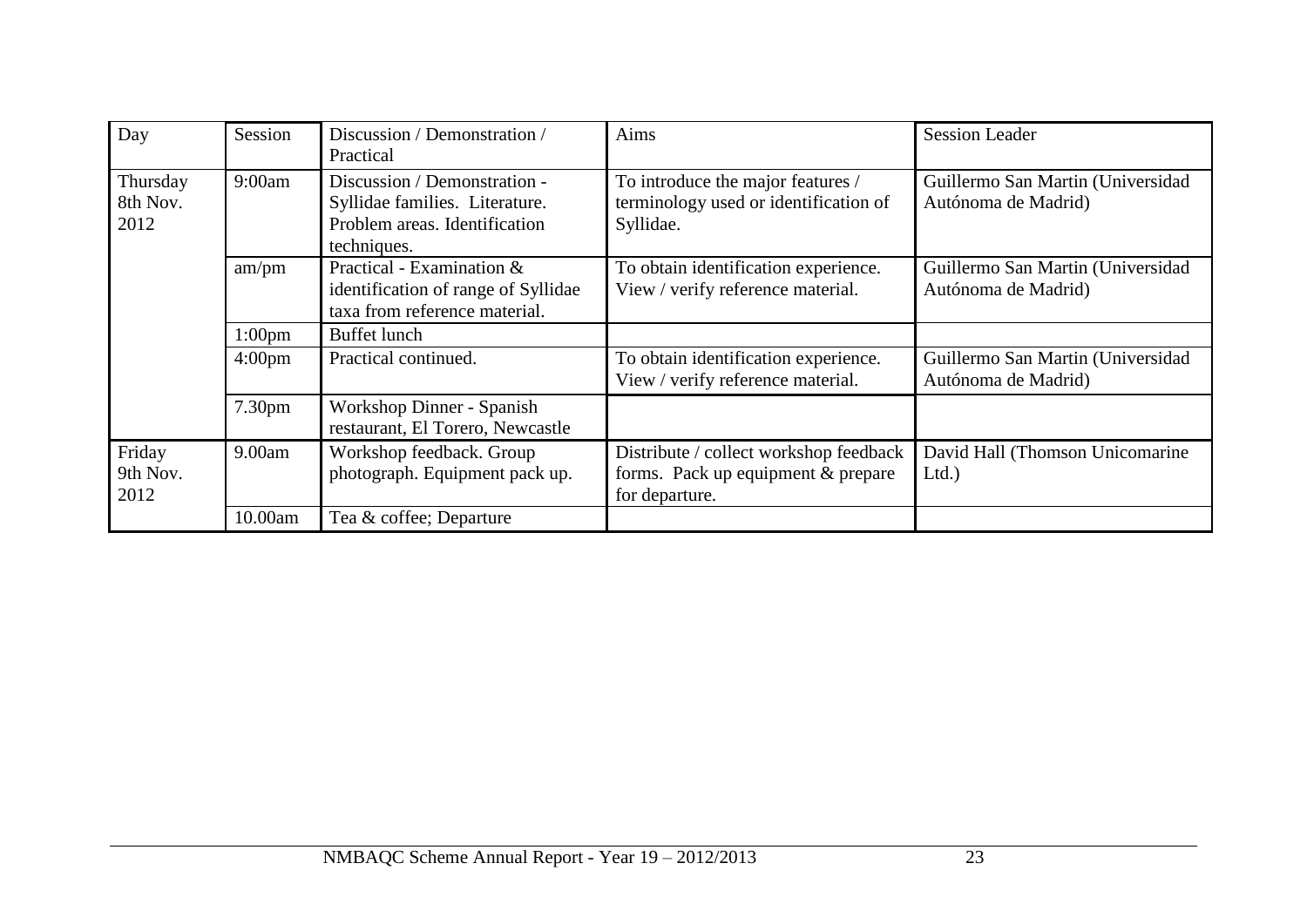| Day | Session | Discussion / Demonstration / Practical | Aims | Session Leader |
|---|---|---|---|---|
| Thursday 8th Nov. 2012 | 9:00am | Discussion / Demonstration - Syllidae families. Literature. Problem areas. Identification techniques. | To introduce the major features / terminology used or identification of Syllidae. | Guillermo San Martin (Universidad Autónoma de Madrid) |
| | am/pm | Practical - Examination & identification of range of Syllidae taxa from reference material. | To obtain identification experience. View / verify reference material. | Guillermo San Martin (Universidad Autónoma de Madrid) |
| | 1:00pm | Buffet lunch | | |
| | 4:00pm | Practical continued. | To obtain identification experience. View / verify reference material. | Guillermo San Martin (Universidad Autónoma de Madrid) |
| | 7.30pm | Workshop Dinner - Spanish restaurant, El Torero, Newcastle | | |
| Friday 9th Nov. 2012 | 9.00am | Workshop feedback. Group photograph. Equipment pack up. | Distribute / collect workshop feedback forms. Pack up equipment & prepare for departure. | David Hall (Thomson Unicomarine Ltd.) |
| | 10.00am | Tea & coffee; Departure | | |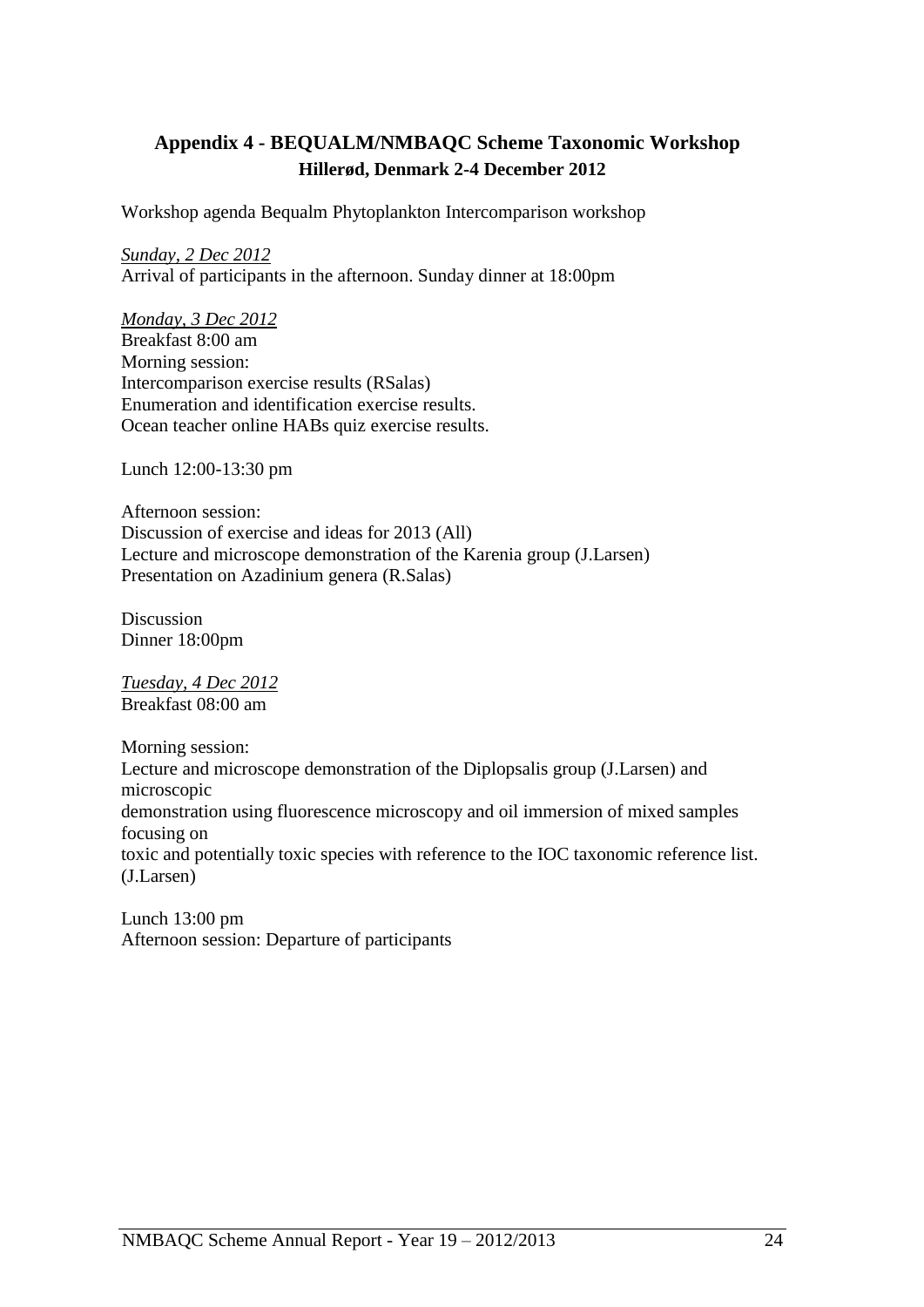## Appendix 4 - BEQUALM/NMBAQC Scheme Taxonomic Workshop

### Hillerød, Denmark 2-4 December 2012

Workshop agenda Bequalm Phytoplankton Intercomparison workshop

*Sunday, 2 Dec 2012*
Arrival of participants in the afternoon. Sunday dinner at 18:00pm

*Monday, 3 Dec 2012*
Breakfast 8:00 am
Morning session:
Intercomparison exercise results (RSalas)
Enumeration and identification exercise results.
Ocean teacher online HABs quiz exercise results.

Lunch 12:00-13:30 pm

Afternoon session:
Discussion of exercise and ideas for 2013 (All)
Lecture and microscope demonstration of the Karenia group (J.Larsen)
Presentation on Azadinium genera (R.Salas)

Discussion
Dinner 18:00pm

*Tuesday, 4 Dec 2012*
Breakfast 08:00 am

Morning session:
Lecture and microscope demonstration of the Diplopsalis group (J.Larsen) and microscopic
demonstration using fluorescence microscopy and oil immersion of mixed samples focusing on
toxic and potentially toxic species with reference to the IOC taxonomic reference list. (J.Larsen)

Lunch 13:00 pm
Afternoon session: Departure of participants